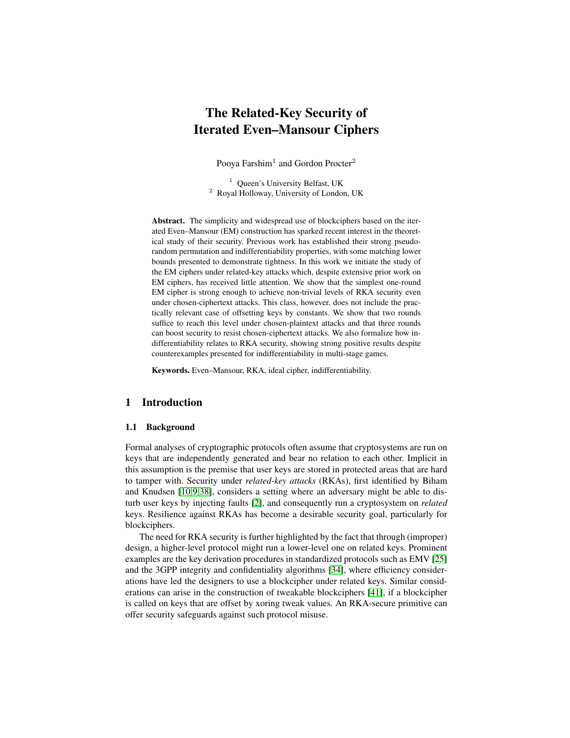# The Related-Key Security of Iterated Even–Mansour Ciphers

Pooya Farshim[1] and Gordon Procter[2]

[1] Queen's University Belfast, UK
[2] Royal Holloway, University of London, UK

**Abstract.** The simplicity and widespread use of blockciphers based on the iterated Even–Mansour (EM) construction has sparked recent interest in the theoretical study of their security. Previous work has established their strong pseudorandom permutation and indifferentiability properties, with some matching lower bounds presented to demonstrate tightness. In this work we initiate the study of the EM ciphers under related-key attacks which, despite extensive prior work on EM ciphers, has received little attention. We show that the simplest one-round EM cipher is strong enough to achieve non-trivial levels of RKA security even under chosen-ciphertext attacks. This class, however, does not include the practically relevant case of offsetting keys by constants. We show that two rounds suffice to reach this level under chosen-plaintext attacks and that three rounds can boost security to resist chosen-ciphertext attacks. We also formalize how indifferentiability relates to RKA security, showing strong positive results despite counterexamples presented for indifferentiability in multi-stage games.

**Keywords.** Even–Mansour, RKA, ideal cipher, indifferentiability.

## 1 Introduction

### 1.1 Background

Formal analyses of cryptographic protocols often assume that cryptosystems are run on keys that are independently generated and bear no relation to each other. Implicit in this assumption is the premise that user keys are stored in protected areas that are hard to tamper with. Security under *related-key attacks* (RKAs), first identified by Biham and Knudsen [10,9,38], considers a setting where an adversary might be able to disturb user keys by injecting faults [2], and consequently run a cryptosystem on *related* keys. Resilience against RKAs has become a desirable security goal, particularly for blockciphers.

The need for RKA security is further highlighted by the fact that through (improper) design, a higher-level protocol might run a lower-level one on related keys. Prominent examples are the key derivation procedures in standardized protocols such as EMV [25] and the 3GPP integrity and confidentiality algorithms [34], where efficiency considerations have led the designers to use a blockcipher under related keys. Similar considerations can arise in the construction of tweakable blockciphers [41], if a blockcipher is called on keys that are offset by xoring tweak values. An RKA-secure primitive can offer security safeguards against such protocol misuse.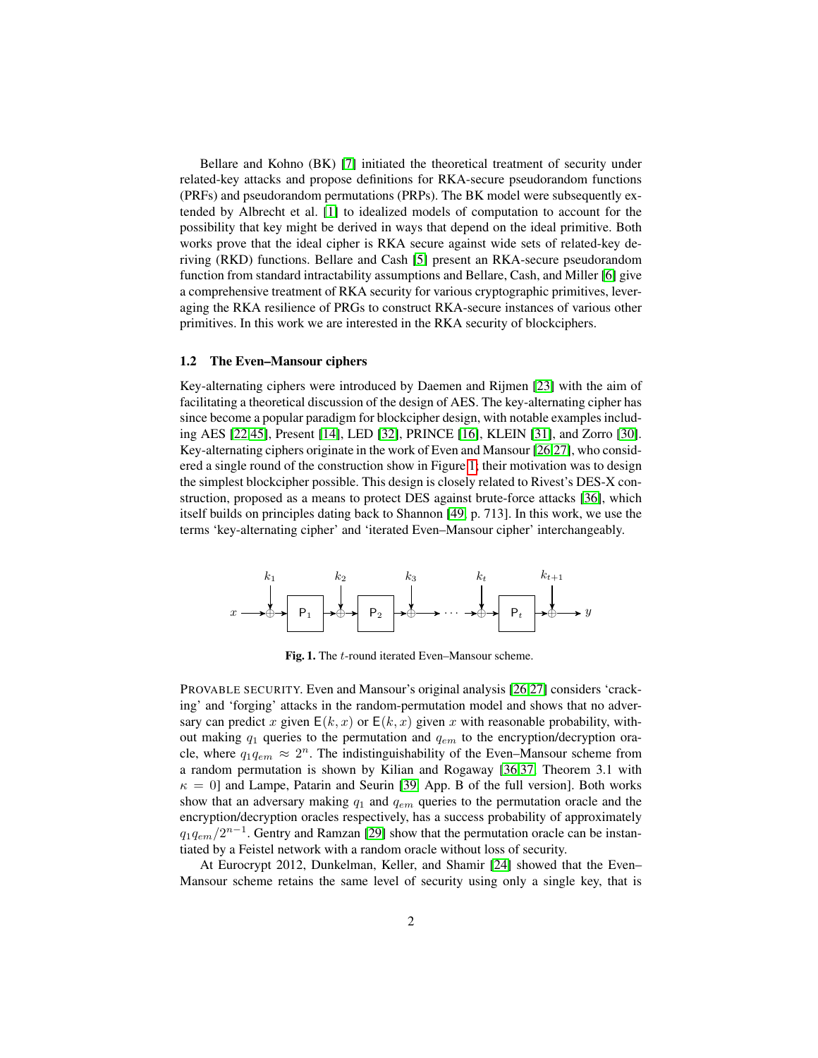Bellare and Kohno (BK) [7] initiated the theoretical treatment of security under related-key attacks and propose definitions for RKA-secure pseudorandom functions (PRFs) and pseudorandom permutations (PRPs). The BK model were subsequently extended by Albrecht et al. [1] to idealized models of computation to account for the possibility that key might be derived in ways that depend on the ideal primitive. Both works prove that the ideal cipher is RKA secure against wide sets of related-key deriving (RKD) functions. Bellare and Cash [5] present an RKA-secure pseudorandom function from standard intractability assumptions and Bellare, Cash, and Miller [6] give a comprehensive treatment of RKA security for various cryptographic primitives, leveraging the RKA resilience of PRGs to construct RKA-secure instances of various other primitives. In this work we are interested in the RKA security of blockciphers.

### 1.2 The Even–Mansour ciphers

Key-alternating ciphers were introduced by Daemen and Rijmen [23] with the aim of facilitating a theoretical discussion of the design of AES. The key-alternating cipher has since become a popular paradigm for blockcipher design, with notable examples including AES [22,45], Present [14], LED [32], PRINCE [16], KLEIN [31], and Zorro [30]. Key-alternating ciphers originate in the work of Even and Mansour [26,27], who considered a single round of the construction show in Figure 1; their motivation was to design the simplest blockcipher possible. This design is closely related to Rivest's DES-X construction, proposed as a means to protect DES against brute-force attacks [36], which itself builds on principles dating back to Shannon [49, p. 713]. In this work, we use the terms 'key-alternating cipher' and 'iterated Even–Mansour cipher' interchangeably.

$$x \rightarrow \oplus k_1 \rightarrow \mathsf{P}_1 \rightarrow \oplus k_2 \rightarrow \mathsf{P}_2 \rightarrow \oplus k_3 \rightarrow \cdots \rightarrow \oplus k_t \rightarrow \mathsf{P}_t \rightarrow \oplus k_{t+1} \rightarrow y$$

**Fig. 1.** The $t$-round iterated Even–Mansour scheme.

PROVABLE SECURITY. Even and Mansour's original analysis [26,27] considers 'cracking' and 'forging' attacks in the random-permutation model and shows that no adversary can predict $x$ given $\mathsf{E}(k, x)$ or $\mathsf{E}(k, x)$ given $x$ with reasonable probability, without making $q_1$ queries to the permutation and $q_{em}$ to the encryption/decryption oracle, where $q_1 q_{em} \approx 2^n$. The indistinguishability of the Even–Mansour scheme from a random permutation is shown by Kilian and Rogaway [36,37, Theorem 3.1 with $\kappa = 0$] and Lampe, Patarin and Seurin [39, App. B of the full version]. Both works show that an adversary making $q_1$ and $q_{em}$ queries to the permutation oracle and the encryption/decryption oracles respectively, has a success probability of approximately $q_1 q_{em}/2^{n-1}$. Gentry and Ramzan [29] show that the permutation oracle can be instantiated by a Feistel network with a random oracle without loss of security.

At Eurocrypt 2012, Dunkelman, Keller, and Shamir [24] showed that the Even–Mansour scheme retains the same level of security using only a single key, that is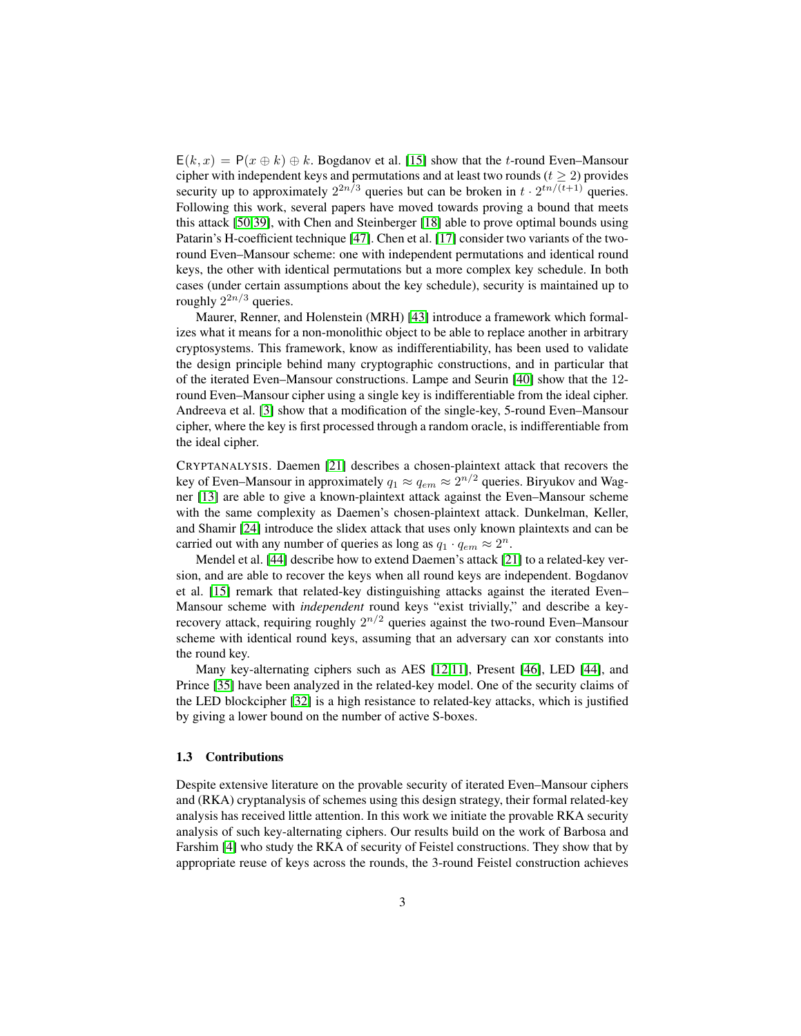$\mathsf{E}(k, x) = \mathsf{P}(x \oplus k) \oplus k$. Bogdanov et al. [15] show that the $t$-round Even–Mansour cipher with independent keys and permutations and at least two rounds ($t \geq 2$) provides security up to approximately $2^{2n/3}$ queries but can be broken in $t \cdot 2^{tn/(t+1)}$ queries. Following this work, several papers have moved towards proving a bound that meets this attack [50,39], with Chen and Steinberger [18] able to prove optimal bounds using Patarin's H-coefficient technique [47]. Chen et al. [17] consider two variants of the two-round Even–Mansour scheme: one with independent permutations and identical round keys, the other with identical permutations but a more complex key schedule. In both cases (under certain assumptions about the key schedule), security is maintained up to roughly $2^{2n/3}$ queries.

Maurer, Renner, and Holenstein (MRH) [43] introduce a framework which formalizes what it means for a non-monolithic object to be able to replace another in arbitrary cryptosystems. This framework, know as indifferentiability, has been used to validate the design principle behind many cryptographic constructions, and in particular that of the iterated Even–Mansour constructions. Lampe and Seurin [40] show that the 12-round Even–Mansour cipher using a single key is indifferentiable from the ideal cipher. Andreeva et al. [3] show that a modification of the single-key, 5-round Even–Mansour cipher, where the key is first processed through a random oracle, is indifferentiable from the ideal cipher.

CRYPTANALYSIS. Daemen [21] describes a chosen-plaintext attack that recovers the key of Even–Mansour in approximately $q_1 \approx q_{em} \approx 2^{n/2}$ queries. Biryukov and Wagner [13] are able to give a known-plaintext attack against the Even–Mansour scheme with the same complexity as Daemen's chosen-plaintext attack. Dunkelman, Keller, and Shamir [24] introduce the slidex attack that uses only known plaintexts and can be carried out with any number of queries as long as $q_1 \cdot q_{em} \approx 2^n$.

Mendel et al. [44] describe how to extend Daemen's attack [21] to a related-key version, and are able to recover the keys when all round keys are independent. Bogdanov et al. [15] remark that related-key distinguishing attacks against the iterated Even–Mansour scheme with *independent* round keys "exist trivially," and describe a key-recovery attack, requiring roughly $2^{n/2}$ queries against the two-round Even–Mansour scheme with identical round keys, assuming that an adversary can xor constants into the round key.

Many key-alternating ciphers such as AES [12,11], Present [46], LED [44], and Prince [35] have been analyzed in the related-key model. One of the security claims of the LED blockcipher [32] is a high resistance to related-key attacks, which is justified by giving a lower bound on the number of active S-boxes.

### 1.3 Contributions

Despite extensive literature on the provable security of iterated Even–Mansour ciphers and (RKA) cryptanalysis of schemes using this design strategy, their formal related-key analysis has received little attention. In this work we initiate the provable RKA security analysis of such key-alternating ciphers. Our results build on the work of Barbosa and Farshim [4] who study the RKA of security of Feistel constructions. They show that by appropriate reuse of keys across the rounds, the 3-round Feistel construction achieves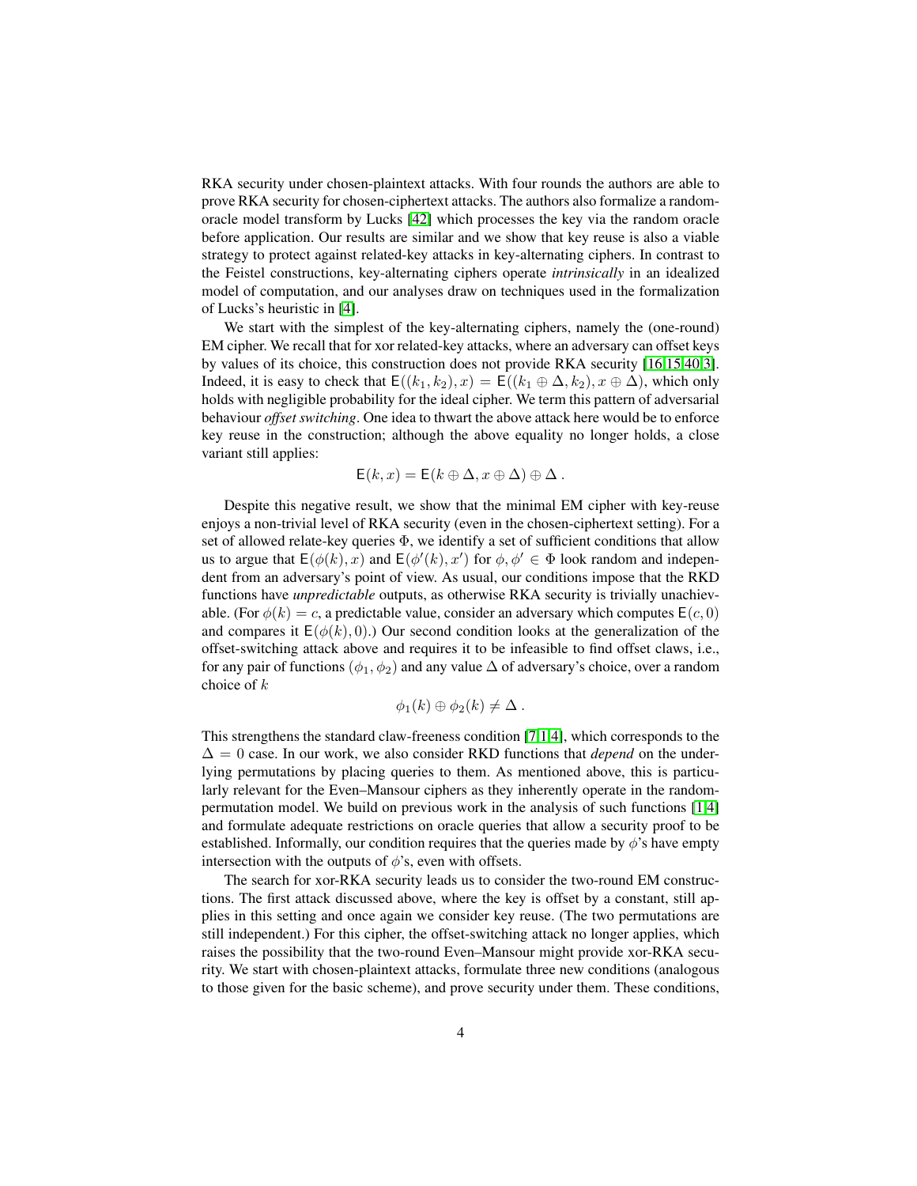RKA security under chosen-plaintext attacks. With four rounds the authors are able to prove RKA security for chosen-ciphertext attacks. The authors also formalize a random-oracle model transform by Lucks [42] which processes the key via the random oracle before application. Our results are similar and we show that key reuse is also a viable strategy to protect against related-key attacks in key-alternating ciphers. In contrast to the Feistel constructions, key-alternating ciphers operate *intrinsically* in an idealized model of computation, and our analyses draw on techniques used in the formalization of Lucks's heuristic in [4].

We start with the simplest of the key-alternating ciphers, namely the (one-round) EM cipher. We recall that for xor related-key attacks, where an adversary can offset keys by values of its choice, this construction does not provide RKA security [16,15,40,3]. Indeed, it is easy to check that $\mathsf{E}((k_1, k_2), x) = \mathsf{E}((k_1 \oplus \Delta, k_2), x \oplus \Delta)$, which only holds with negligible probability for the ideal cipher. We term this pattern of adversarial behaviour *offset switching*. One idea to thwart the above attack here would be to enforce key reuse in the construction; although the above equality no longer holds, a close variant still applies:

$$\mathsf{E}(k, x) = \mathsf{E}(k \oplus \Delta, x \oplus \Delta) \oplus \Delta \,.$$

Despite this negative result, we show that the minimal EM cipher with key-reuse enjoys a non-trivial level of RKA security (even in the chosen-ciphertext setting). For a set of allowed relate-key queries $\Phi$, we identify a set of sufficient conditions that allow us to argue that $\mathsf{E}(\phi(k), x)$ and $\mathsf{E}(\phi'(k), x')$ for $\phi, \phi' \in \Phi$ look random and independent from an adversary's point of view. As usual, our conditions impose that the RKD functions have *unpredictable* outputs, as otherwise RKA security is trivially unachievable. (For $\phi(k) = c$, a predictable value, consider an adversary which computes $\mathsf{E}(c, 0)$ and compares it $\mathsf{E}(\phi(k), 0)$.) Our second condition looks at the generalization of the offset-switching attack above and requires it to be infeasible to find offset claws, i.e., for any pair of functions $(\phi_1, \phi_2)$ and any value $\Delta$ of adversary's choice, over a random choice of $k$

$$\phi_1(k) \oplus \phi_2(k) \neq \Delta \,.$$

This strengthens the standard claw-freeness condition [7,1,4], which corresponds to the $\Delta = 0$ case. In our work, we also consider RKD functions that *depend* on the underlying permutations by placing queries to them. As mentioned above, this is particularly relevant for the Even–Mansour ciphers as they inherently operate in the random-permutation model. We build on previous work in the analysis of such functions [1,4] and formulate adequate restrictions on oracle queries that allow a security proof to be established. Informally, our condition requires that the queries made by $\phi$'s have empty intersection with the outputs of $\phi$'s, even with offsets.

The search for xor-RKA security leads us to consider the two-round EM constructions. The first attack discussed above, where the key is offset by a constant, still applies in this setting and once again we consider key reuse. (The two permutations are still independent.) For this cipher, the offset-switching attack no longer applies, which raises the possibility that the two-round Even–Mansour might provide xor-RKA security. We start with chosen-plaintext attacks, formulate three new conditions (analogous to those given for the basic scheme), and prove security under them. These conditions,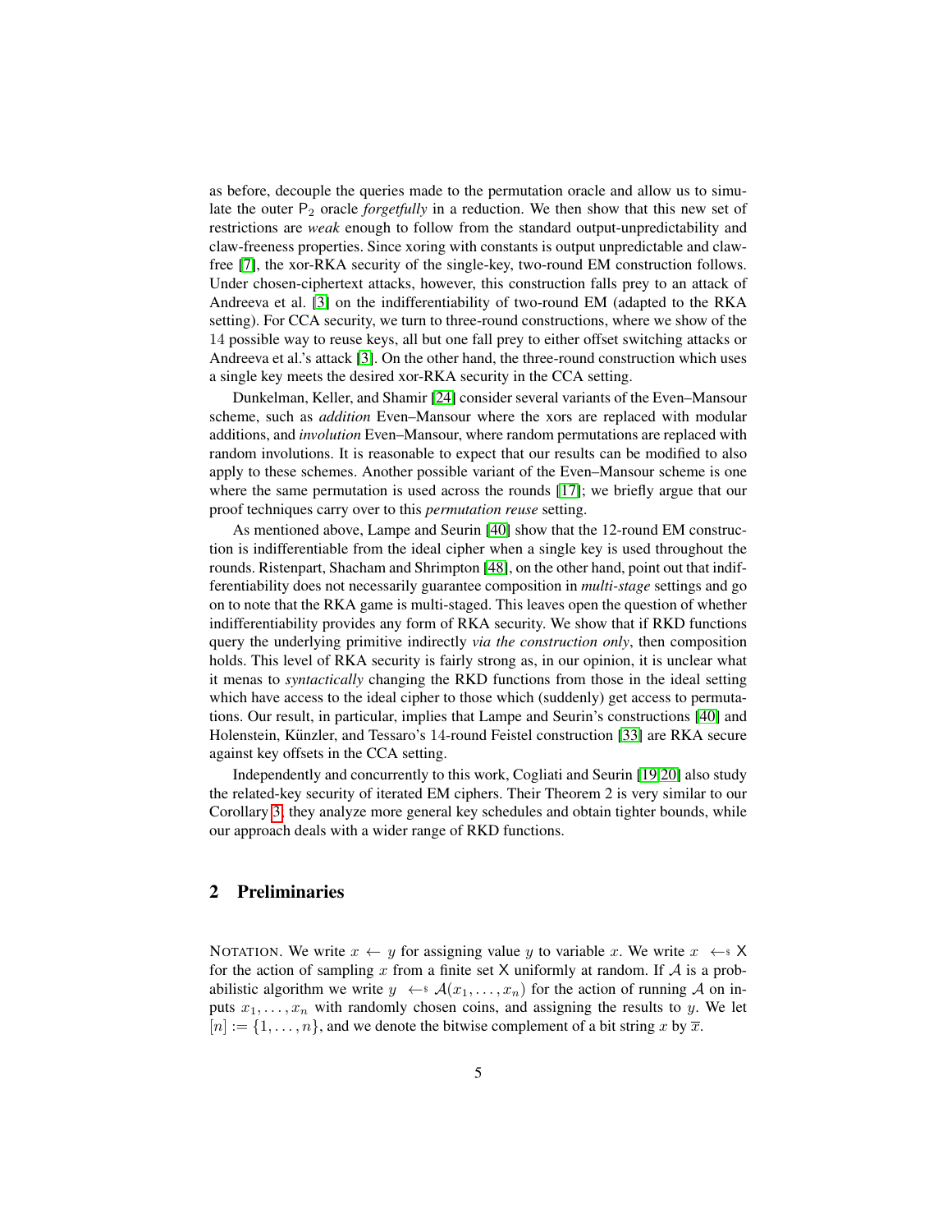as before, decouple the queries made to the permutation oracle and allow us to simulate the outer $\mathsf{P}_2$ oracle *forgetfully* in a reduction. We then show that this new set of restrictions are *weak* enough to follow from the standard output-unpredictability and claw-freeness properties. Since xoring with constants is output unpredictable and claw-free [7], the xor-RKA security of the single-key, two-round EM construction follows. Under chosen-ciphertext attacks, however, this construction falls prey to an attack of Andreeva et al. [3] on the indifferentiability of two-round EM (adapted to the RKA setting). For CCA security, we turn to three-round constructions, where we show of the 14 possible way to reuse keys, all but one fall prey to either offset switching attacks or Andreeva et al.'s attack [3]. On the other hand, the three-round construction which uses a single key meets the desired xor-RKA security in the CCA setting.

Dunkelman, Keller, and Shamir [24] consider several variants of the Even–Mansour scheme, such as *addition* Even–Mansour where the xors are replaced with modular additions, and *involution* Even–Mansour, where random permutations are replaced with random involutions. It is reasonable to expect that our results can be modified to also apply to these schemes. Another possible variant of the Even–Mansour scheme is one where the same permutation is used across the rounds [17]; we briefly argue that our proof techniques carry over to this *permutation reuse* setting.

As mentioned above, Lampe and Seurin [40] show that the 12-round EM construction is indifferentiable from the ideal cipher when a single key is used throughout the rounds. Ristenpart, Shacham and Shrimpton [48], on the other hand, point out that indifferentiability does not necessarily guarantee composition in *multi-stage* settings and go on to note that the RKA game is multi-staged. This leaves open the question of whether indifferentiability provides any form of RKA security. We show that if RKD functions query the underlying primitive indirectly *via the construction only*, then composition holds. This level of RKA security is fairly strong as, in our opinion, it is unclear what it menas to *syntactically* changing the RKD functions from those in the ideal setting which have access to the ideal cipher to those which (suddenly) get access to permutations. Our result, in particular, implies that Lampe and Seurin's constructions [40] and Holenstein, Künzler, and Tessaro's 14-round Feistel construction [33] are RKA secure against key offsets in the CCA setting.

Independently and concurrently to this work, Cogliati and Seurin [19,20] also study the related-key security of iterated EM ciphers. Their Theorem 2 is very similar to our Corollary 3; they analyze more general key schedules and obtain tighter bounds, while our approach deals with a wider range of RKD functions.

## 2 Preliminaries

NOTATION. We write $x \leftarrow y$ for assigning value $y$ to variable $x$. We write $x \leftarrow_{\$} \mathsf{X}$ for the action of sampling $x$ from a finite set $\mathsf{X}$ uniformly at random. If $\mathcal{A}$ is a probabilistic algorithm we write $y \leftarrow_{\$} \mathcal{A}(x_1, \ldots, x_n)$ for the action of running $\mathcal{A}$ on inputs $x_1, \ldots, x_n$ with randomly chosen coins, and assigning the results to $y$. We let $[n] := \{1, \ldots, n\}$, and we denote the bitwise complement of a bit string $x$ by $\overline{x}$.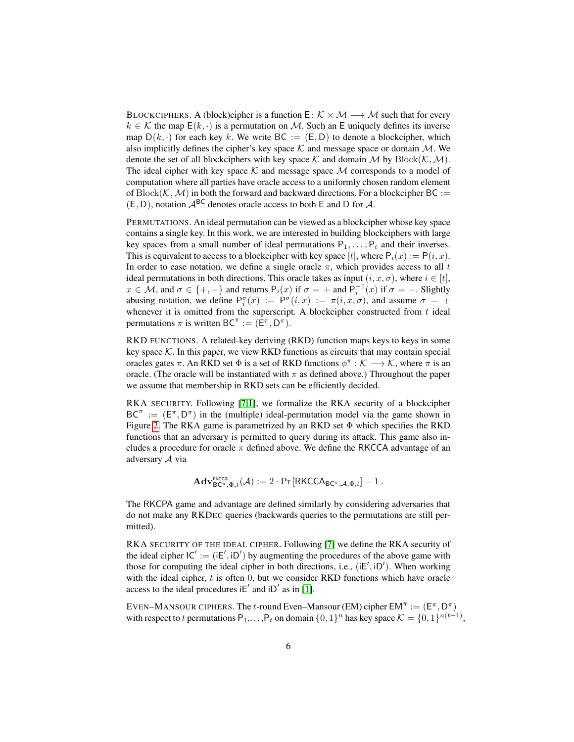BLOCKCIPHERS. A (block)cipher is a function $\mathsf{E}\colon \mathcal{K} \times \mathcal{M} \longrightarrow \mathcal{M}$ such that for every $k \in \mathcal{K}$ the map $\mathsf{E}(k, \cdot)$ is a permutation on $\mathcal{M}$. Such an $\mathsf{E}$ uniquely defines its inverse map $\mathsf{D}(k, \cdot)$ for each key $k$. We write $\mathsf{BC} := (\mathsf{E}, \mathsf{D})$ to denote a blockcipher, which also implicitly defines the cipher's key space $\mathcal{K}$ and message space or domain $\mathcal{M}$. We denote the set of all blockciphers with key space $\mathcal{K}$ and domain $\mathcal{M}$ by $\mathrm{Block}(\mathcal{K}, \mathcal{M})$. The ideal cipher with key space $\mathcal{K}$ and message space $\mathcal{M}$ corresponds to a model of computation where all parties have oracle access to a uniformly chosen random element of $\mathrm{Block}(\mathcal{K}, \mathcal{M})$ in both the forward and backward directions. For a blockcipher $\mathsf{BC} := (\mathsf{E}, \mathsf{D})$, notation $\mathcal{A}^{\mathsf{BC}}$ denotes oracle access to both $\mathsf{E}$ and $\mathsf{D}$ for $\mathcal{A}$.

PERMUTATIONS. An ideal permutation can be viewed as a blockcipher whose key space contains a single key. In this work, we are interested in building blockciphers with large key spaces from a small number of ideal permutations $\mathsf{P}_1, \ldots, \mathsf{P}_t$ and their inverses. This is equivalent to access to a blockcipher with key space $[t]$, where $\mathsf{P}_i(x) := \mathsf{P}(i, x)$. In order to ease notation, we define a single oracle $\pi$, which provides access to all $t$ ideal permutations in both directions. This oracle takes as input $(i, x, \sigma)$, where $i \in [t]$, $x \in \mathcal{M}$, and $\sigma \in \{+, -\}$ and returns $\mathsf{P}_i(x)$ if $\sigma = +$ and $\mathsf{P}_i^{-1}(x)$ if $\sigma = -$. Slightly abusing notation, we define $\mathsf{P}_i^{\sigma}(x) := \mathsf{P}^{\sigma}(i, x) := \pi(i, x, \sigma)$, and assume $\sigma = +$ whenever it is omitted from the superscript. A blockcipher constructed from $t$ ideal permutations $\pi$ is written $\mathsf{BC}^{\pi} := (\mathsf{E}^{\pi}, \mathsf{D}^{\pi})$.

RKD FUNCTIONS. A related-key deriving (RKD) function maps keys to keys in some key space $\mathcal{K}$. In this paper, we view RKD functions as circuits that may contain special oracles gates $\pi$. An RKD set $\Phi$ is a set of RKD functions $\phi^{\pi} : \mathcal{K} \longrightarrow \mathcal{K}$, where $\pi$ is an oracle. (The oracle will be instantiated with $\pi$ as defined above.) Throughout the paper we assume that membership in RKD sets can be efficiently decided.

RKA SECURITY. Following [7,1], we formalize the RKA security of a blockcipher $\mathsf{BC}^{\pi} := (\mathsf{E}^{\pi}, \mathsf{D}^{\pi})$ in the (multiple) ideal-permutation model via the game shown in Figure 2. The RKA game is parametrized by an RKD set $\Phi$ which specifies the RKD functions that an adversary is permitted to query during its attack. This game also includes a procedure for oracle $\pi$ defined above. We define the RKCCA advantage of an adversary $\mathcal{A}$ via

$$\mathbf{Adv}^{\mathsf{rkcca}}_{\mathsf{BC}^{\pi},\Phi,t}(\mathcal{A}) := 2 \cdot \Pr\left[\mathsf{RKCCA}_{\mathsf{BC}^{\pi},\mathcal{A},\Phi,t}\right] - 1 \,.$$

The RKCPA game and advantage are defined similarly by considering adversaries that do not make any RKDEC queries (backwards queries to the permutations are still permitted).

RKA SECURITY OF THE IDEAL CIPHER. Following [7] we define the RKA security of the ideal cipher $\mathsf{IC}' := (\mathsf{iE}', \mathsf{iD}')$ by augmenting the procedures of the above game with those for computing the ideal cipher in both directions, i.e., $(\mathsf{iE}', \mathsf{iD}')$. When working with the ideal cipher, $t$ is often 0, but we consider RKD functions which have oracle access to the ideal procedures $\mathsf{iE}'$ and $\mathsf{iD}'$ as in [1].

EVEN–MANSOUR CIPHERS. The $t$-round Even–Mansour (EM) cipher $\mathsf{EM}^{\pi} := (\mathsf{E}^{\pi}, \mathsf{D}^{\pi})$ with respect to $t$ permutations $\mathsf{P}_1, \ldots, \mathsf{P}_t$ on domain $\{0,1\}^n$ has key space $\mathcal{K} = \{0,1\}^{n(t+1)}$,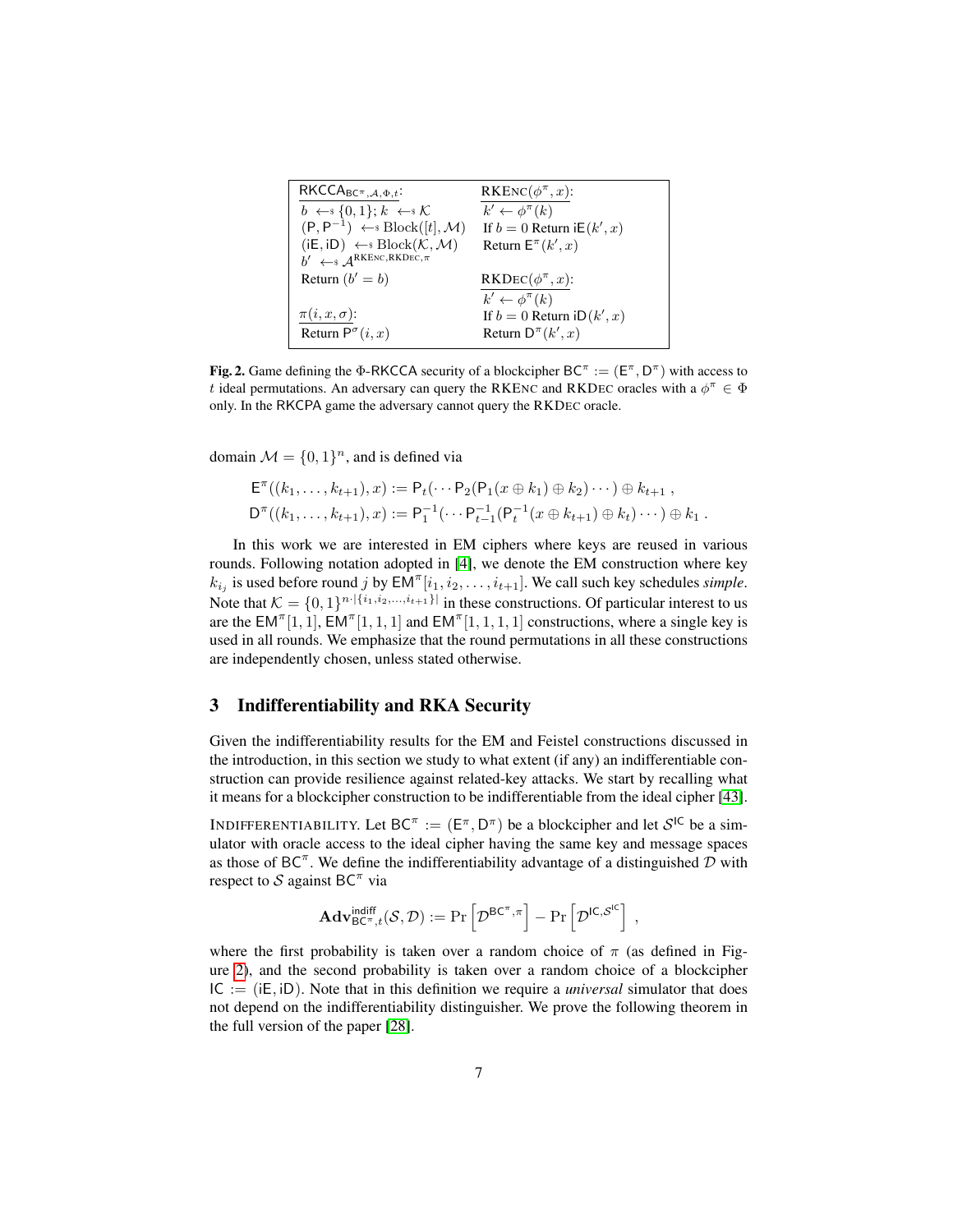| $\mathsf{RKCCA}_{\mathsf{BC}^\pi,\mathcal{A},\Phi,t}$: | $\text{RKENC}(\phi^\pi, x)$: |
|---|---|
| $b \leftarrow\!\!\$\ \{0,1\}; k \leftarrow\!\!\$\ \mathcal{K}$ | $k' \leftarrow \phi^\pi(k)$ |
| $(\mathsf{P}, \mathsf{P}^{-1}) \leftarrow\!\!\$\ \text{Block}([t], \mathcal{M})$ | If $b = 0$ Return $\mathsf{iE}(k', x)$ |
| $(\mathsf{iE}, \mathsf{iD}) \leftarrow\!\!\$\ \text{Block}(\mathcal{K}, \mathcal{M})$ | Return $\mathsf{E}^\pi(k', x)$ |
| $b' \leftarrow\!\!\$\ \mathcal{A}^{\text{RKENC},\text{RKDEC},\pi}$ | |
| Return $(b' = b)$ | $\text{RKDEC}(\phi^\pi, x)$: |
| | $k' \leftarrow \phi^\pi(k)$ |
| $\pi(i, x, \sigma)$: | If $b = 0$ Return $\mathsf{iD}(k', x)$ |
| Return $\mathsf{P}^\sigma(i, x)$ | Return $\mathsf{D}^\pi(k', x)$ |

**Fig. 2.** Game defining the $\Phi$-RKCCA security of a blockcipher $\mathsf{BC}^\pi := (\mathsf{E}^\pi, \mathsf{D}^\pi)$ with access to $t$ ideal permutations. An adversary can query the RKENC and RKDEC oracles with a $\phi^\pi \in \Phi$ only. In the RKCPA game the adversary cannot query the RKDEC oracle.

domain $\mathcal{M} = \{0,1\}^n$, and is defined via

$$\mathsf{E}^\pi((k_1, \ldots, k_{t+1}), x) := \mathsf{P}_t(\cdots \mathsf{P}_2(\mathsf{P}_1(x \oplus k_1) \oplus k_2) \cdots) \oplus k_{t+1} ,$$
$$\mathsf{D}^\pi((k_1, \ldots, k_{t+1}), x) := \mathsf{P}_1^{-1}(\cdots \mathsf{P}_{t-1}^{-1}(\mathsf{P}_t^{-1}(x \oplus k_{t+1}) \oplus k_t) \cdots) \oplus k_1 .$$

In this work we are interested in EM ciphers where keys are reused in various rounds. Following notation adopted in [4], we denote the EM construction where key $k_{i_j}$ is used before round $j$ by $\mathsf{EM}^\pi[i_1, i_2, \ldots, i_{t+1}]$. We call such key schedules *simple*. Note that $\mathcal{K} = \{0,1\}^{n \cdot |\{i_1, i_2, \ldots, i_{t+1}\}|}$ in these constructions. Of particular interest to us are the $\mathsf{EM}^\pi[1,1]$, $\mathsf{EM}^\pi[1,1,1]$ and $\mathsf{EM}^\pi[1,1,1,1]$ constructions, where a single key is used in all rounds. We emphasize that the round permutations in all these constructions are independently chosen, unless stated otherwise.

## 3 Indifferentiability and RKA Security

Given the indifferentiability results for the EM and Feistel constructions discussed in the introduction, in this section we study to what extent (if any) an indifferentiable construction can provide resilience against related-key attacks. We start by recalling what it means for a blockcipher construction to be indifferentiable from the ideal cipher [43].

INDIFFERENTIABILITY. Let $\mathsf{BC}^\pi := (\mathsf{E}^\pi, \mathsf{D}^\pi)$ be a blockcipher and let $\mathcal{S}^{\mathsf{IC}}$ be a simulator with oracle access to the ideal cipher having the same key and message spaces as those of $\mathsf{BC}^\pi$. We define the indifferentiability advantage of a distinguished $\mathcal{D}$ with respect to $\mathcal{S}$ against $\mathsf{BC}^\pi$ via

$$\mathbf{Adv}^{\mathsf{indiff}}_{\mathsf{BC}^\pi,t}(\mathcal{S}, \mathcal{D}) := \Pr\left[\mathcal{D}^{\mathsf{BC}^\pi,\pi}\right] - \Pr\left[\mathcal{D}^{\mathsf{IC},\mathcal{S}^{\mathsf{IC}}}\right] ,$$

where the first probability is taken over a random choice of $\pi$ (as defined in Figure 2), and the second probability is taken over a random choice of a blockcipher $\mathsf{IC} := (\mathsf{iE}, \mathsf{iD})$. Note that in this definition we require a *universal* simulator that does not depend on the indifferentiability distinguisher. We prove the following theorem in the full version of the paper [28].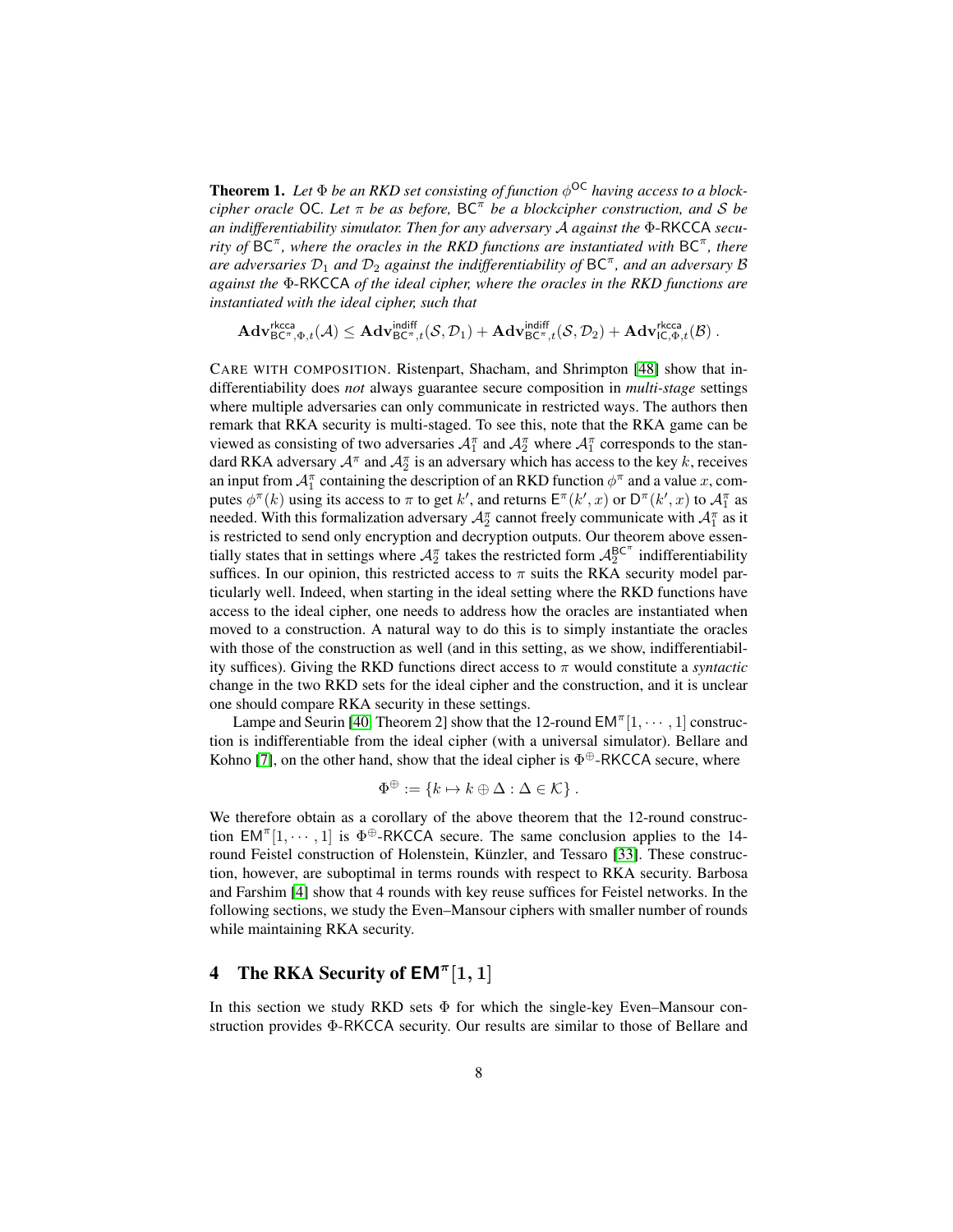**Theorem 1.** *Let $\Phi$ be an RKD set consisting of function $\phi^{\mathsf{OC}}$ having access to a blockcipher oracle $\mathsf{OC}$. Let $\pi$ be as before, $\mathsf{BC}^\pi$ be a blockcipher construction, and $\mathcal{S}$ be an indifferentiability simulator. Then for any adversary $\mathcal{A}$ against the $\Phi$-$\mathsf{RKCCA}$ security of $\mathsf{BC}^\pi$, where the oracles in the RKD functions are instantiated with $\mathsf{BC}^\pi$, there are adversaries $\mathcal{D}_1$ and $\mathcal{D}_2$ against the indifferentiability of $\mathsf{BC}^\pi$, and an adversary $\mathcal{B}$ against the $\Phi$-$\mathsf{RKCCA}$ of the ideal cipher, where the oracles in the RKD functions are instantiated with the ideal cipher, such that*

$$\mathbf{Adv}^{\mathsf{rkcca}}_{\mathsf{BC}^\pi,\Phi,t}(\mathcal{A}) \leq \mathbf{Adv}^{\mathsf{indiff}}_{\mathsf{BC}^\pi,t}(\mathcal{S},\mathcal{D}_1) + \mathbf{Adv}^{\mathsf{indiff}}_{\mathsf{BC}^\pi,t}(\mathcal{S},\mathcal{D}_2) + \mathbf{Adv}^{\mathsf{rkcca}}_{\mathsf{IC},\Phi,t}(\mathcal{B}) .$$

CARE WITH COMPOSITION. Ristenpart, Shacham, and Shrimpton [48] show that indifferentiability does *not* always guarantee secure composition in *multi-stage* settings where multiple adversaries can only communicate in restricted ways. The authors then remark that RKA security is multi-staged. To see this, note that the RKA game can be viewed as consisting of two adversaries $\mathcal{A}_1^\pi$ and $\mathcal{A}_2^\pi$ where $\mathcal{A}_1^\pi$ corresponds to the standard RKA adversary $\mathcal{A}^\pi$ and $\mathcal{A}_2^\pi$ is an adversary which has access to the key $k$, receives an input from $\mathcal{A}_1^\pi$ containing the description of an RKD function $\phi^\pi$ and a value $x$, computes $\phi^\pi(k)$ using its access to $\pi$ to get $k'$, and returns $\mathsf{E}^\pi(k',x)$ or $\mathsf{D}^\pi(k',x)$ to $\mathcal{A}_1^\pi$ as needed. With this formalization adversary $\mathcal{A}_2^\pi$ cannot freely communicate with $\mathcal{A}_1^\pi$ as it is restricted to send only encryption and decryption outputs. Our theorem above essentially states that in settings where $\mathcal{A}_2^\pi$ takes the restricted form $\mathcal{A}_2^{\mathsf{BC}^\pi}$ indifferentiability suffices. In our opinion, this restricted access to $\pi$ suits the RKA security model particularly well. Indeed, when starting in the ideal setting where the RKD functions have access to the ideal cipher, one needs to address how the oracles are instantiated when moved to a construction. A natural way to do this is to simply instantiate the oracles with those of the construction as well (and in this setting, as we show, indifferentiability suffices). Giving the RKD functions direct access to $\pi$ would constitute a *syntactic* change in the two RKD sets for the ideal cipher and the construction, and it is unclear one should compare RKA security in these settings.

Lampe and Seurin [40, Theorem 2] show that the 12-round $\mathsf{EM}^\pi[1,\cdots,1]$ construction is indifferentiable from the ideal cipher (with a universal simulator). Bellare and Kohno [7], on the other hand, show that the ideal cipher is $\Phi^\oplus$-$\mathsf{RKCCA}$ secure, where

$$\Phi^\oplus := \{k \mapsto k \oplus \Delta : \Delta \in \mathcal{K}\} .$$

We therefore obtain as a corollary of the above theorem that the 12-round construction $\mathsf{EM}^\pi[1,\cdots,1]$ is $\Phi^\oplus$-$\mathsf{RKCCA}$ secure. The same conclusion applies to the 14-round Feistel construction of Holenstein, Künzler, and Tessaro [33]. These construction, however, are suboptimal in terms rounds with respect to RKA security. Barbosa and Farshim [4] show that 4 rounds with key reuse suffices for Feistel networks. In the following sections, we study the Even–Mansour ciphers with smaller number of rounds while maintaining RKA security.

## 4 The RKA Security of $\mathsf{EM}^\pi[1,1]$

In this section we study RKD sets $\Phi$ for which the single-key Even–Mansour construction provides $\Phi$-RKCCA security. Our results are similar to those of Bellare and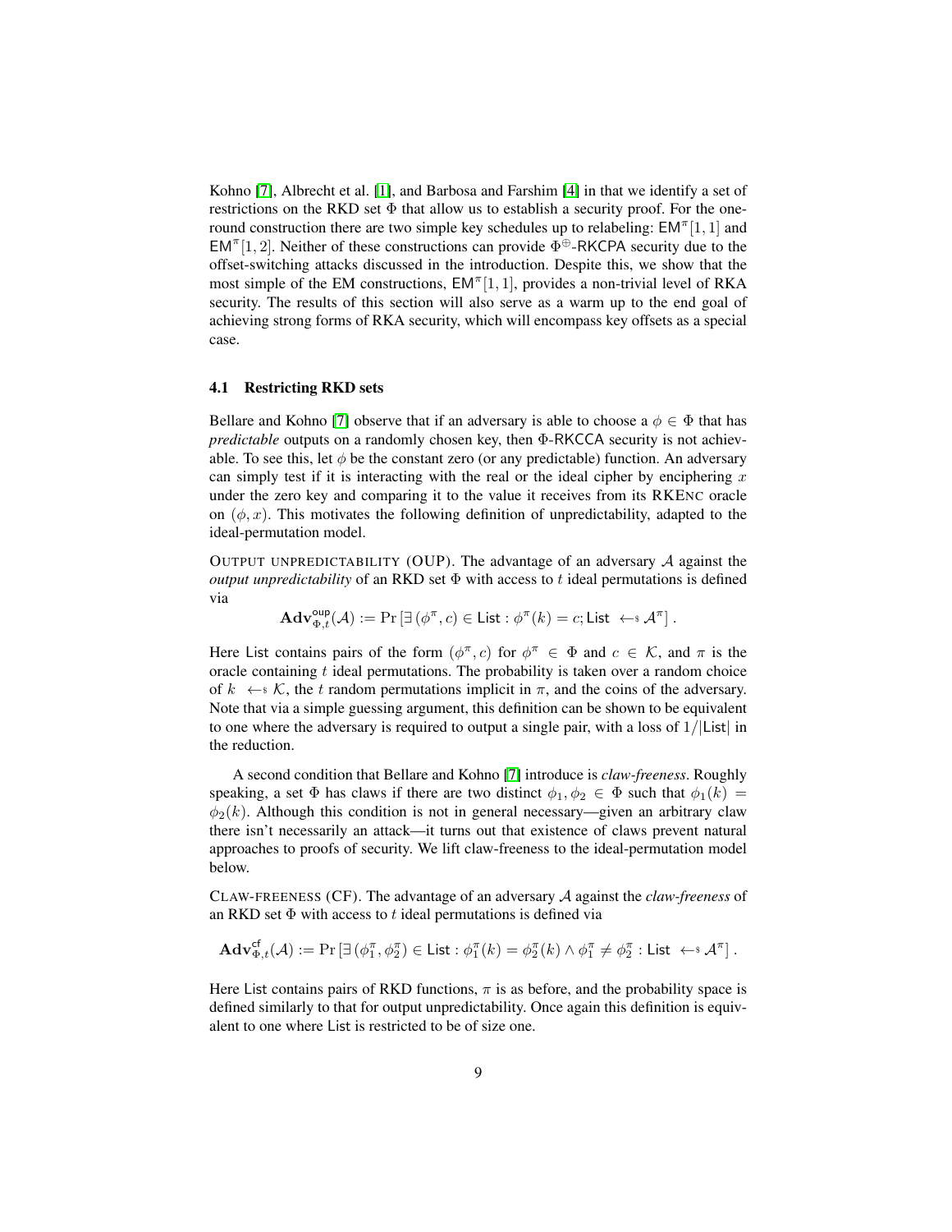Kohno [7], Albrecht et al. [1], and Barbosa and Farshim [4] in that we identify a set of restrictions on the RKD set $\Phi$ that allow us to establish a security proof. For the one-round construction there are two simple key schedules up to relabeling: $\mathsf{EM}^\pi[1,1]$ and $\mathsf{EM}^\pi[1,2]$. Neither of these constructions can provide $\Phi^\oplus$-RKCPA security due to the offset-switching attacks discussed in the introduction. Despite this, we show that the most simple of the EM constructions, $\mathsf{EM}^\pi[1,1]$, provides a non-trivial level of RKA security. The results of this section will also serve as a warm up to the end goal of achieving strong forms of RKA security, which will encompass key offsets as a special case.

### 4.1 Restricting RKD sets

Bellare and Kohno [7] observe that if an adversary is able to choose a $\phi \in \Phi$ that has *predictable* outputs on a randomly chosen key, then $\Phi$-RKCCA security is not achievable. To see this, let $\phi$ be the constant zero (or any predictable) function. An adversary can simply test if it is interacting with the real or the ideal cipher by enciphering $x$ under the zero key and comparing it to the value it receives from its RKENC oracle on $(\phi, x)$. This motivates the following definition of unpredictability, adapted to the ideal-permutation model.

OUTPUT UNPREDICTABILITY (OUP). The advantage of an adversary $\mathcal{A}$ against the *output unpredictability* of an RKD set $\Phi$ with access to $t$ ideal permutations is defined via

$$\mathbf{Adv}^{\mathsf{oup}}_{\Phi,t}(\mathcal{A}) := \Pr\left[\exists\,(\phi^\pi, c) \in \mathsf{List} : \phi^\pi(k) = c; \mathsf{List} \twoheadleftarrow \mathcal{A}^\pi\right].$$

Here List contains pairs of the form $(\phi^\pi, c)$ for $\phi^\pi \in \Phi$ and $c \in \mathcal{K}$, and $\pi$ is the oracle containing $t$ ideal permutations. The probability is taken over a random choice of $k \twoheadleftarrow \mathcal{K}$, the $t$ random permutations implicit in $\pi$, and the coins of the adversary. Note that via a simple guessing argument, this definition can be shown to be equivalent to one where the adversary is required to output a single pair, with a loss of $1/|\mathsf{List}|$ in the reduction.

A second condition that Bellare and Kohno [7] introduce is *claw-freeness*. Roughly speaking, a set $\Phi$ has claws if there are two distinct $\phi_1, \phi_2 \in \Phi$ such that $\phi_1(k) = \phi_2(k)$. Although this condition is not in general necessary—given an arbitrary claw there isn't necessarily an attack—it turns out that existence of claws prevent natural approaches to proofs of security. We lift claw-freeness to the ideal-permutation model below.

CLAW-FREENESS (CF). The advantage of an adversary $\mathcal{A}$ against the *claw-freeness* of an RKD set $\Phi$ with access to $t$ ideal permutations is defined via

$$\mathbf{Adv}^{\mathsf{cf}}_{\Phi,t}(\mathcal{A}) := \Pr\left[\exists\,(\phi_1^\pi, \phi_2^\pi) \in \mathsf{List} : \phi_1^\pi(k) = \phi_2^\pi(k) \wedge \phi_1^\pi \neq \phi_2^\pi : \mathsf{List} \twoheadleftarrow \mathcal{A}^\pi\right].$$

Here List contains pairs of RKD functions, $\pi$ is as before, and the probability space is defined similarly to that for output unpredictability. Once again this definition is equivalent to one where List is restricted to be of size one.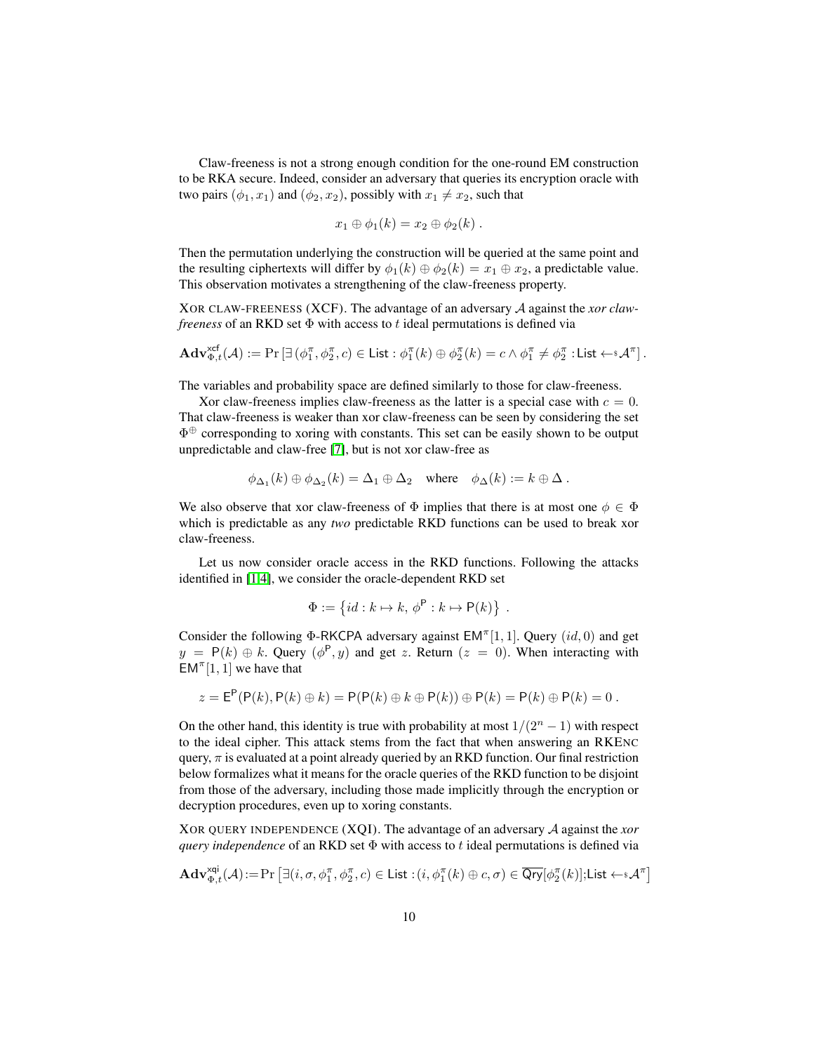Claw-freeness is not a strong enough condition for the one-round EM construction to be RKA secure. Indeed, consider an adversary that queries its encryption oracle with two pairs $(\phi_1, x_1)$ and $(\phi_2, x_2)$, possibly with $x_1 \neq x_2$, such that

$$x_1 \oplus \phi_1(k) = x_2 \oplus \phi_2(k) \ .$$

Then the permutation underlying the construction will be queried at the same point and the resulting ciphertexts will differ by $\phi_1(k) \oplus \phi_2(k) = x_1 \oplus x_2$, a predictable value. This observation motivates a strengthening of the claw-freeness property.

XOR CLAW-FREENESS (XCF). The advantage of an adversary $\mathcal{A}$ against the *xor claw-freeness* of an RKD set $\Phi$ with access to $t$ ideal permutations is defined via

$$\mathbf{Adv}^{\mathsf{xcf}}_{\Phi,t}(\mathcal{A}) := \Pr\left[\exists\, (\phi_1^\pi, \phi_2^\pi, c) \in \mathsf{List} : \phi_1^\pi(k) \oplus \phi_2^\pi(k) = c \wedge \phi_1^\pi \neq \phi_2^\pi : \mathsf{List} \leftarrow\!\!\$\, \mathcal{A}^\pi\right].$$

The variables and probability space are defined similarly to those for claw-freeness.

Xor claw-freeness implies claw-freeness as the latter is a special case with $c = 0$. That claw-freeness is weaker than xor claw-freeness can be seen by considering the set $\Phi^\oplus$ corresponding to xoring with constants. This set can be easily shown to be output unpredictable and claw-free [7], but is not xor claw-free as

$$\phi_{\Delta_1}(k) \oplus \phi_{\Delta_2}(k) = \Delta_1 \oplus \Delta_2 \quad \text{where} \quad \phi_\Delta(k) := k \oplus \Delta \ .$$

We also observe that xor claw-freeness of $\Phi$ implies that there is at most one $\phi \in \Phi$ which is predictable as any *two* predictable RKD functions can be used to break xor claw-freeness.

Let us now consider oracle access in the RKD functions. Following the attacks identified in [1,4], we consider the oracle-dependent RKD set

$$\Phi := \left\{ id : k \mapsto k,\ \phi^{\mathsf{P}} : k \mapsto \mathsf{P}(k) \right\} \ .$$

Consider the following $\Phi$-RKCPA adversary against $\mathsf{EM}^\pi[1,1]$. Query $(id, 0)$ and get $y = \mathsf{P}(k) \oplus k$. Query $(\phi^{\mathsf{P}}, y)$ and get $z$. Return $(z = 0)$. When interacting with $\mathsf{EM}^\pi[1,1]$ we have that

$$z = \mathsf{E}^{\mathsf{P}}(\mathsf{P}(k), \mathsf{P}(k) \oplus k) = \mathsf{P}(\mathsf{P}(k) \oplus k \oplus \mathsf{P}(k)) \oplus \mathsf{P}(k) = \mathsf{P}(k) \oplus \mathsf{P}(k) = 0 \ .$$

On the other hand, this identity is true with probability at most $1/(2^n - 1)$ with respect to the ideal cipher. This attack stems from the fact that when answering an RKENC query, $\pi$ is evaluated at a point already queried by an RKD function. Our final restriction below formalizes what it means for the oracle queries of the RKD function to be disjoint from those of the adversary, including those made implicitly through the encryption or decryption procedures, even up to xoring constants.

XOR QUERY INDEPENDENCE (XQI). The advantage of an adversary $\mathcal{A}$ against the *xor query independence* of an RKD set $\Phi$ with access to $t$ ideal permutations is defined via

$$\mathbf{Adv}^{\mathsf{xqi}}_{\Phi,t}(\mathcal{A}) := \Pr\left[\exists (i, \sigma, \phi_1^\pi, \phi_2^\pi, c) \in \mathsf{List} : (i, \phi_1^\pi(k) \oplus c, \sigma) \in \overline{\mathsf{Qry}}[\phi_2^\pi(k)]; \mathsf{List} \leftarrow\!\!\$\, \mathcal{A}^\pi\right]$$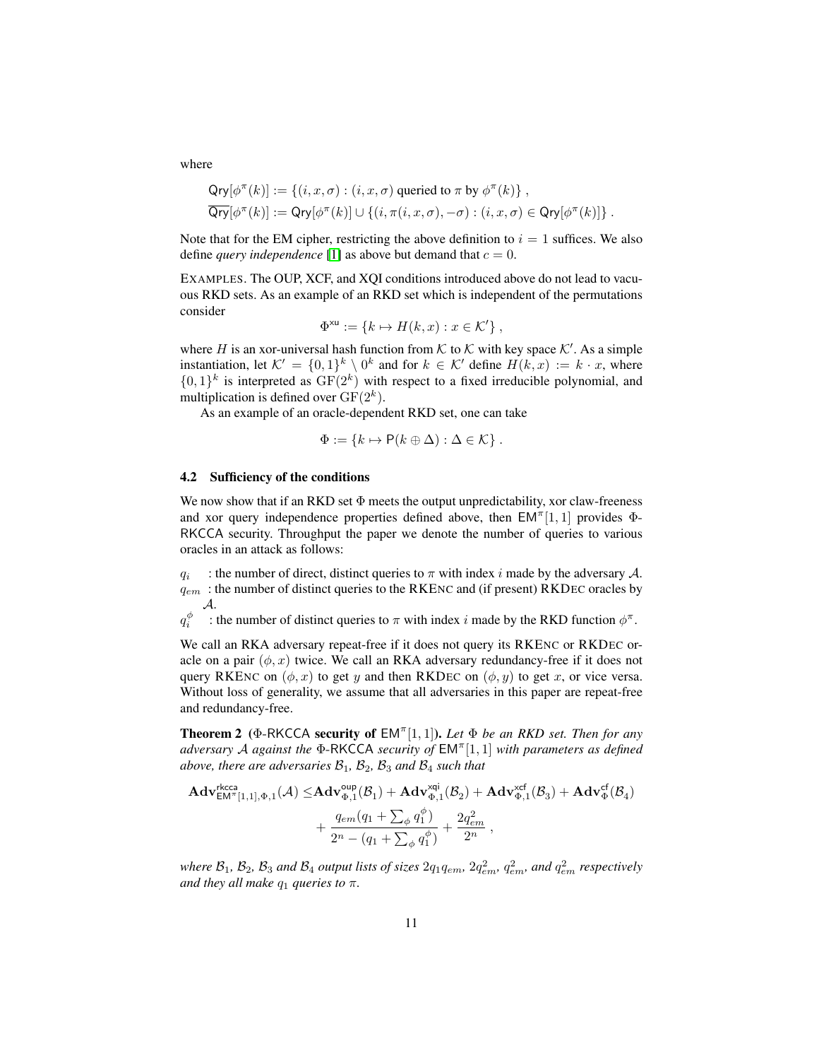where

$$\mathsf{Qry}[\phi^\pi(k)] := \{(i, x, \sigma) : (i, x, \sigma) \text{ queried to } \pi \text{ by } \phi^\pi(k)\} ,$$
$$\overline{\mathsf{Qry}}[\phi^\pi(k)] := \mathsf{Qry}[\phi^\pi(k)] \cup \{(i, \pi(i, x, \sigma), -\sigma) : (i, x, \sigma) \in \mathsf{Qry}[\phi^\pi(k)]\} .$$

Note that for the EM cipher, restricting the above definition to $i = 1$ suffices. We also define *query independence* [1] as above but demand that $c = 0$.

EXAMPLES. The OUP, XCF, and XQI conditions introduced above do not lead to vacuous RKD sets. As an example of an RKD set which is independent of the permutations consider

$$\Phi^{\mathsf{xu}} := \{k \mapsto H(k, x) : x \in \mathcal{K}'\} ,$$

where $H$ is an xor-universal hash function from $\mathcal{K}$ to $\mathcal{K}$ with key space $\mathcal{K}'$. As a simple instantiation, let $\mathcal{K}' = \{0,1\}^k \setminus 0^k$ and for $k \in \mathcal{K}'$ define $H(k, x) := k \cdot x$, where $\{0,1\}^k$ is interpreted as $\mathrm{GF}(2^k)$ with respect to a fixed irreducible polynomial, and multiplication is defined over $\mathrm{GF}(2^k)$.

As an example of an oracle-dependent RKD set, one can take

$$\Phi := \{k \mapsto \mathsf{P}(k \oplus \Delta) : \Delta \in \mathcal{K}\} .$$

### 4.2 Sufficiency of the conditions

We now show that if an RKD set $\Phi$ meets the output unpredictability, xor claw-freeness and xor query independence properties defined above, then $\mathsf{EM}^\pi[1,1]$ provides $\Phi$-RKCCA security. Throughput the paper we denote the number of queries to various oracles in an attack as follows:

- $q_i$ : the number of direct, distinct queries to $\pi$ with index $i$ made by the adversary $\mathcal{A}$.
- $q_{em}$ : the number of distinct queries to the RKENC and (if present) RKDEC oracles by $\mathcal{A}$.
- $q_i^\phi$ : the number of distinct queries to $\pi$ with index $i$ made by the RKD function $\phi^\pi$.

We call an RKA adversary repeat-free if it does not query its RKENC or RKDEC oracle on a pair $(\phi, x)$ twice. We call an RKA adversary redundancy-free if it does not query RKENC on $(\phi, x)$ to get $y$ and then RKDEC on $(\phi, y)$ to get $x$, or vice versa. Without loss of generality, we assume that all adversaries in this paper are repeat-free and redundancy-free.

**Theorem 2** (**$\Phi$-RKCCA security of $\mathsf{EM}^\pi[1,1]$**). *Let $\Phi$ be an RKD set. Then for any adversary $\mathcal{A}$ against the $\Phi$-RKCCA security of $\mathsf{EM}^\pi[1,1]$ with parameters as defined above, there are adversaries $\mathcal{B}_1$, $\mathcal{B}_2$, $\mathcal{B}_3$ and $\mathcal{B}_4$ such that*

$$\mathbf{Adv}^{\mathsf{rkcca}}_{\mathsf{EM}^\pi[1,1],\Phi,1}(\mathcal{A}) \leq \mathbf{Adv}^{\mathsf{oup}}_{\Phi,1}(\mathcal{B}_1) + \mathbf{Adv}^{\mathsf{xqi}}_{\Phi,1}(\mathcal{B}_2) + \mathbf{Adv}^{\mathsf{xcf}}_{\Phi,1}(\mathcal{B}_3) + \mathbf{Adv}^{\mathsf{cf}}_{\Phi}(\mathcal{B}_4)$$
$$+ \frac{q_{em}(q_1 + \sum_\phi q_1^\phi)}{2^n - (q_1 + \sum_\phi q_1^\phi)} + \frac{2q_{em}^2}{2^n} ,$$

*where $\mathcal{B}_1$, $\mathcal{B}_2$, $\mathcal{B}_3$ and $\mathcal{B}_4$ output lists of sizes $2q_1q_{em}$, $2q_{em}^2$, $q_{em}^2$, and $q_{em}^2$ respectively and they all make $q_1$ queries to $\pi$.*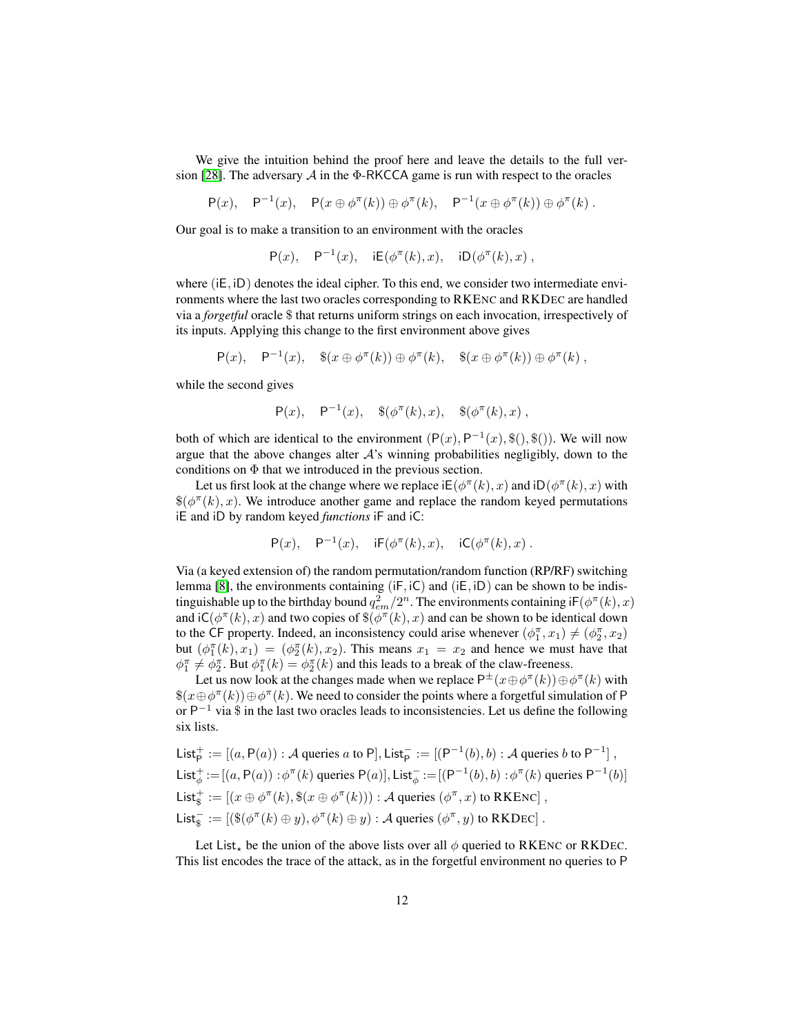We give the intuition behind the proof here and leave the details to the full version [28]. The adversary $\mathcal{A}$ in the $\Phi$-RKCCA game is run with respect to the oracles

$$\mathsf{P}(x), \quad \mathsf{P}^{-1}(x), \quad \mathsf{P}(x \oplus \phi^{\pi}(k)) \oplus \phi^{\pi}(k), \quad \mathsf{P}^{-1}(x \oplus \phi^{\pi}(k)) \oplus \phi^{\pi}(k) \; .$$

Our goal is to make a transition to an environment with the oracles

$$\mathsf{P}(x), \quad \mathsf{P}^{-1}(x), \quad \mathsf{iE}(\phi^{\pi}(k), x), \quad \mathsf{iD}(\phi^{\pi}(k), x) \; ,$$

where $(\mathsf{iE}, \mathsf{iD})$ denotes the ideal cipher. To this end, we consider two intermediate environments where the last two oracles corresponding to RKEnc and RKDec are handled via a *forgetful* oracle \$ that returns uniform strings on each invocation, irrespectively of its inputs. Applying this change to the first environment above gives

$$\mathsf{P}(x), \quad \mathsf{P}^{-1}(x), \quad \$(x \oplus \phi^{\pi}(k)) \oplus \phi^{\pi}(k), \quad \$(x \oplus \phi^{\pi}(k)) \oplus \phi^{\pi}(k) \; ,$$

while the second gives

$$\mathsf{P}(x), \quad \mathsf{P}^{-1}(x), \quad \$(\phi^{\pi}(k), x), \quad \$(\phi^{\pi}(k), x) \; ,$$

both of which are identical to the environment $(\mathsf{P}(x), \mathsf{P}^{-1}(x), \$(), \$())$. We will now argue that the above changes alter $\mathcal{A}$'s winning probabilities negligibly, down to the conditions on $\Phi$ that we introduced in the previous section.

Let us first look at the change where we replace $\mathsf{iE}(\phi^{\pi}(k), x)$ and $\mathsf{iD}(\phi^{\pi}(k), x)$ with $\$(\phi^{\pi}(k), x)$. We introduce another game and replace the random keyed permutations $\mathsf{iE}$ and $\mathsf{iD}$ by random keyed *functions* $\mathsf{iF}$ and $\mathsf{iC}$:

$$\mathsf{P}(x), \quad \mathsf{P}^{-1}(x), \quad \mathsf{iF}(\phi^{\pi}(k), x), \quad \mathsf{iC}(\phi^{\pi}(k), x) \; .$$

Via (a keyed extension of) the random permutation/random function (RP/RF) switching lemma [8], the environments containing $(\mathsf{iF}, \mathsf{iC})$ and $(\mathsf{iE}, \mathsf{iD})$ can be shown to be indistinguishable up to the birthday bound $q_{em}^2/2^n$. The environments containing $\mathsf{iF}(\phi^{\pi}(k), x)$ and $\mathsf{iC}(\phi^{\pi}(k), x)$ and two copies of $\$(\phi^{\pi}(k), x)$ and can be shown to be identical down to the $\mathsf{CF}$ property. Indeed, an inconsistency could arise whenever $(\phi_1^{\pi}, x_1) \neq (\phi_2^{\pi}, x_2)$ but $(\phi_1^{\pi}(k), x_1) = (\phi_2^{\pi}(k), x_2)$. This means $x_1 = x_2$ and hence we must have that $\phi_1^{\pi} \neq \phi_2^{\pi}$. But $\phi_1^{\pi}(k) = \phi_2^{\pi}(k)$ and this leads to a break of the claw-freeness.

Let us now look at the changes made when we replace $\mathsf{P}^{\pm}(x \oplus \phi^{\pi}(k)) \oplus \phi^{\pi}(k)$ with $\$(x \oplus \phi^{\pi}(k)) \oplus \phi^{\pi}(k)$. We need to consider the points where a forgetful simulation of $\mathsf{P}$ or $\mathsf{P}^{-1}$ via \$ in the last two oracles leads to inconsistencies. Let us define the following six lists.

$$\begin{aligned}
&\mathsf{List}_{\mathsf{P}}^{+} := [(a, \mathsf{P}(a)) : \mathcal{A} \text{ queries } a \text{ to } \mathsf{P}], \mathsf{List}_{\mathsf{P}}^{-} := [(\mathsf{P}^{-1}(b), b) : \mathcal{A} \text{ queries } b \text{ to } \mathsf{P}^{-1}] \; , \\
&\mathsf{List}_{\phi}^{+} := [(a, \mathsf{P}(a)) : \phi^{\pi}(k) \text{ queries } \mathsf{P}(a)], \mathsf{List}_{\phi}^{-} := [(\mathsf{P}^{-1}(b), b) : \phi^{\pi}(k) \text{ queries } \mathsf{P}^{-1}(b)] \\
&\mathsf{List}_{\$}^{+} := [(x \oplus \phi^{\pi}(k), \$(x \oplus \phi^{\pi}(k))) : \mathcal{A} \text{ queries } (\phi^{\pi}, x) \text{ to RKEnc}] \; , \\
&\mathsf{List}_{\$}^{-} := [(\$(\phi^{\pi}(k) \oplus y), \phi^{\pi}(k) \oplus y) : \mathcal{A} \text{ queries } (\phi^{\pi}, y) \text{ to RKDec}] \; .
\end{aligned}$$

Let $\mathsf{List}_{\star}$ be the union of the above lists over all $\phi$ queried to RKEnc or RKDec. This list encodes the trace of the attack, as in the forgetful environment no queries to $\mathsf{P}$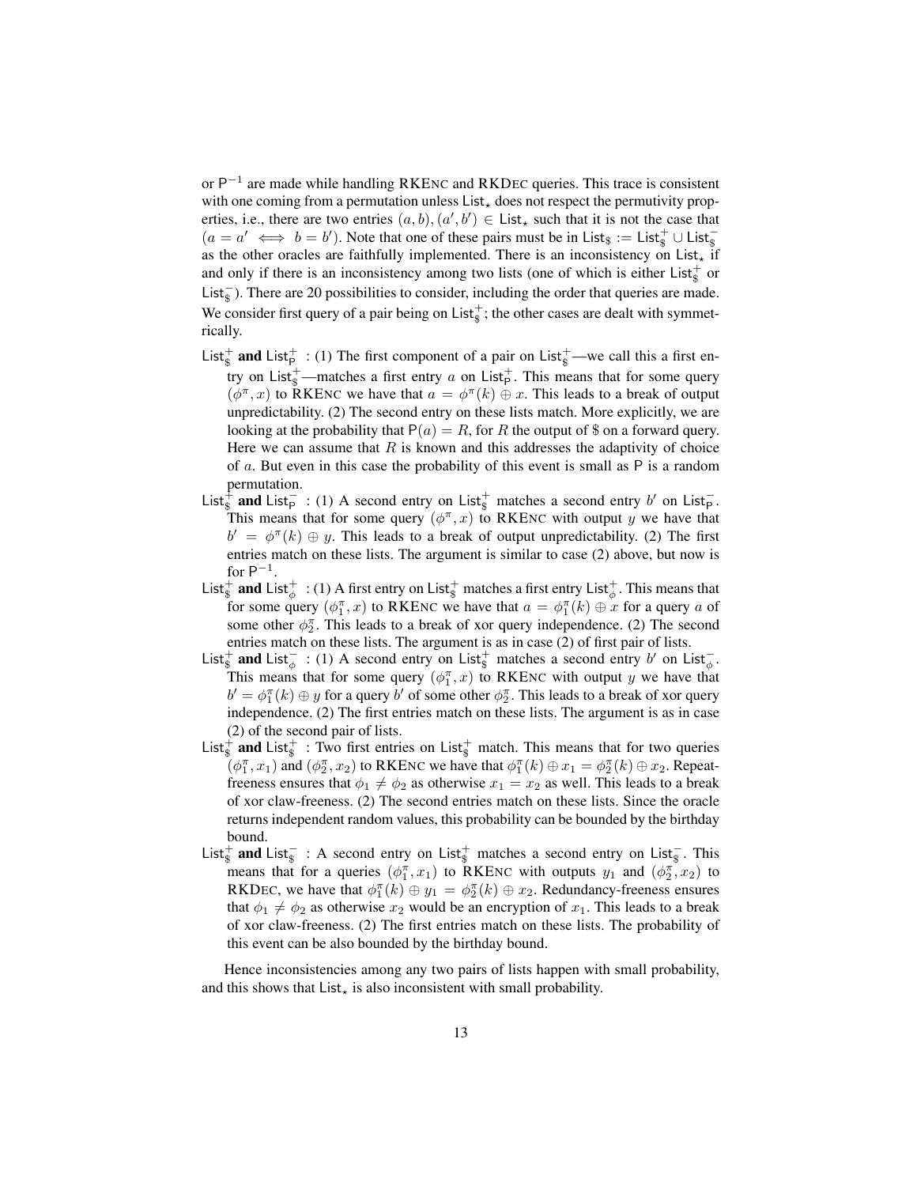or $\mathsf{P}^{-1}$ are made while handling RKEnc and RKDec queries. This trace is consistent with one coming from a permutation unless $\mathsf{List}_\star$ does not respect the permutivity properties, i.e., there are two entries $(a, b), (a', b') \in \mathsf{List}_\star$ such that it is not the case that $(a = a' \iff b = b')$. Note that one of these pairs must be in $\mathsf{List}_\$ := \mathsf{List}_\$^+ \cup \mathsf{List}_\$^-$ as the other oracles are faithfully implemented. There is an inconsistency on $\mathsf{List}_\star$ if and only if there is an inconsistency among two lists (one of which is either $\mathsf{List}_\$^+$ or $\mathsf{List}_\$^-$). There are 20 possibilities to consider, including the order that queries are made. We consider first query of a pair being on $\mathsf{List}_\$^+$; the other cases are dealt with symmetrically.

- **$\mathsf{List}_\$^+$ and $\mathsf{List}_\mathsf{P}^+$** : (1) The first component of a pair on $\mathsf{List}_\$^+$—we call this a first entry on $\mathsf{List}_\$^+$—matches a first entry $a$ on $\mathsf{List}_\mathsf{P}^+$. This means that for some query $(\phi^\pi, x)$ to RKEnc we have that $a = \phi^\pi(k) \oplus x$. This leads to a break of output unpredictability. (2) The second entry on these lists match. More explicitly, we are looking at the probability that $\mathsf{P}(a) = R$, for $R$ the output of \$ on a forward query. Here we can assume that $R$ is known and this addresses the adaptivity of choice of $a$. But even in this case the probability of this event is small as $\mathsf{P}$ is a random permutation.
- **$\mathsf{List}_\$^+$ and $\mathsf{List}_\mathsf{P}^-$** : (1) A second entry on $\mathsf{List}_\$^+$ matches a second entry $b'$ on $\mathsf{List}_\mathsf{P}^-$. This means that for some query $(\phi^\pi, x)$ to RKEnc with output $y$ we have that $b' = \phi^\pi(k) \oplus y$. This leads to a break of output unpredictability. (2) The first entries match on these lists. The argument is similar to case (2) above, but now is for $\mathsf{P}^{-1}$.
- **$\mathsf{List}_\$^+$ and $\mathsf{List}_\phi^+$** : (1) A first entry on $\mathsf{List}_\$^+$ matches a first entry $\mathsf{List}_\phi^+$. This means that for some query $(\phi_1^\pi, x)$ to RKEnc we have that $a = \phi_1^\pi(k) \oplus x$ for a query $a$ of some other $\phi_2^\pi$. This leads to a break of xor query independence. (2) The second entries match on these lists. The argument is as in case (2) of first pair of lists.
- **$\mathsf{List}_\$^+$ and $\mathsf{List}_\phi^-$** : (1) A second entry on $\mathsf{List}_\$^+$ matches a second entry $b'$ on $\mathsf{List}_\phi^-$. This means that for some query $(\phi_1^\pi, x)$ to RKEnc with output $y$ we have that $b' = \phi_1^\pi(k) \oplus y$ for a query $b'$ of some other $\phi_2^\pi$. This leads to a break of xor query independence. (2) The first entries match on these lists. The argument is as in case (2) of the second pair of lists.
- **$\mathsf{List}_\$^+$ and $\mathsf{List}_\$^+$** : Two first entries on $\mathsf{List}_\$^+$ match. This means that for two queries $(\phi_1^\pi, x_1)$ and $(\phi_2^\pi, x_2)$ to RKEnc we have that $\phi_1^\pi(k) \oplus x_1 = \phi_2^\pi(k) \oplus x_2$. Repeat-freeness ensures that $\phi_1 \neq \phi_2$ as otherwise $x_1 = x_2$ as well. This leads to a break of xor claw-freeness. (2) The second entries match on these lists. Since the oracle returns independent random values, this probability can be bounded by the birthday bound.
- **$\mathsf{List}_\$^+$ and $\mathsf{List}_\$^-$** : A second entry on $\mathsf{List}_\$^+$ matches a second entry on $\mathsf{List}_\$^-$. This means that for a queries $(\phi_1^\pi, x_1)$ to RKEnc with outputs $y_1$ and $(\phi_2^\pi, x_2)$ to RKDec, we have that $\phi_1^\pi(k) \oplus y_1 = \phi_2^\pi(k) \oplus x_2$. Redundancy-freeness ensures that $\phi_1 \neq \phi_2$ as otherwise $x_2$ would be an encryption of $x_1$. This leads to a break of xor claw-freeness. (2) The first entries match on these lists. The probability of this event can be also bounded by the birthday bound.

Hence inconsistencies among any two pairs of lists happen with small probability, and this shows that $\mathsf{List}_\star$ is also inconsistent with small probability.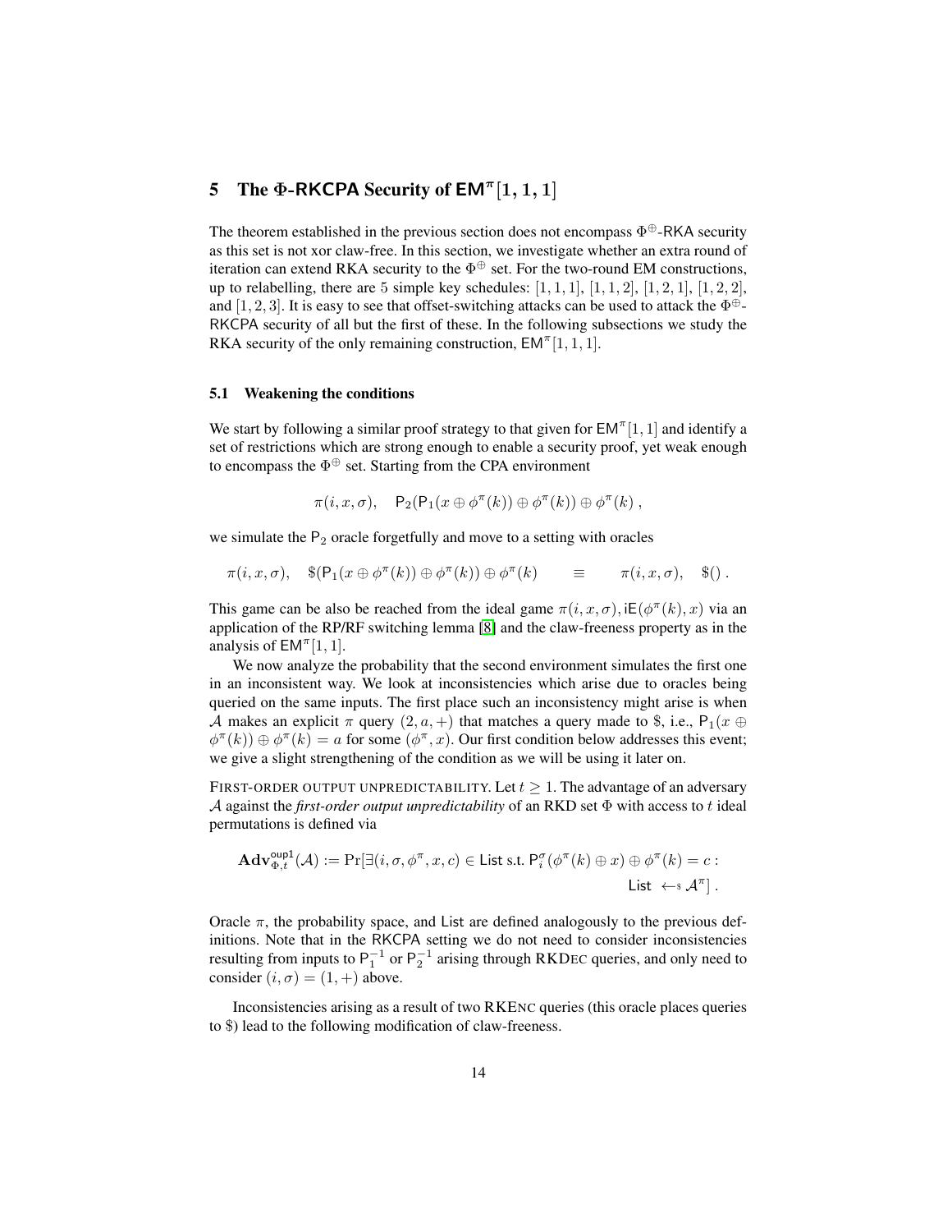## 5 The $\Phi$-RKCPA Security of $\mathsf{EM}^{\pi}[1, 1, 1]$

The theorem established in the previous section does not encompass $\Phi^{\oplus}$-RKA security as this set is not xor claw-free. In this section, we investigate whether an extra round of iteration can extend RKA security to the $\Phi^{\oplus}$ set. For the two-round EM constructions, up to relabelling, there are 5 simple key schedules: $[1, 1, 1]$, $[1, 1, 2]$, $[1, 2, 1]$, $[1, 2, 2]$, and $[1, 2, 3]$. It is easy to see that offset-switching attacks can be used to attack the $\Phi^{\oplus}$-RKCPA security of all but the first of these. In the following subsections we study the RKA security of the only remaining construction, $\mathsf{EM}^{\pi}[1, 1, 1]$.

### 5.1 Weakening the conditions

We start by following a similar proof strategy to that given for $\mathsf{EM}^{\pi}[1, 1]$ and identify a set of restrictions which are strong enough to enable a security proof, yet weak enough to encompass the $\Phi^{\oplus}$ set. Starting from the CPA environment

$$\pi(i, x, \sigma), \quad \mathsf{P}_2(\mathsf{P}_1(x \oplus \phi^{\pi}(k)) \oplus \phi^{\pi}(k)) \oplus \phi^{\pi}(k) \,,$$

we simulate the $\mathsf{P}_2$ oracle forgetfully and move to a setting with oracles

$$\pi(i, x, \sigma), \quad \$(\mathsf{P}_1(x \oplus \phi^{\pi}(k)) \oplus \phi^{\pi}(k)) \oplus \phi^{\pi}(k) \qquad \equiv \qquad \pi(i, x, \sigma), \quad \$() \,.$$

This game can be also be reached from the ideal game $\pi(i, x, \sigma), \mathsf{iE}(\phi^{\pi}(k), x)$ via an application of the RP/RF switching lemma [8] and the claw-freeness property as in the analysis of $\mathsf{EM}^{\pi}[1, 1]$.

We now analyze the probability that the second environment simulates the first one in an inconsistent way. We look at inconsistencies which arise due to oracles being queried on the same inputs. The first place such an inconsistency might arise is when $\mathcal{A}$ makes an explicit $\pi$ query $(2, a, +)$ that matches a query made to \$, i.e., $\mathsf{P}_1(x \oplus \phi^{\pi}(k)) \oplus \phi^{\pi}(k) = a$ for some $(\phi^{\pi}, x)$. Our first condition below addresses this event; we give a slight strengthening of the condition as we will be using it later on.

FIRST-ORDER OUTPUT UNPREDICTABILITY. Let $t \geq 1$. The advantage of an adversary $\mathcal{A}$ against the *first-order output unpredictability* of an RKD set $\Phi$ with access to $t$ ideal permutations is defined via

$$\mathbf{Adv}^{\mathsf{oup1}}_{\Phi,t}(\mathcal{A}) := \Pr[\exists (i, \sigma, \phi^{\pi}, x, c) \in \mathsf{List} \text{ s.t. } \mathsf{P}_i^{\sigma}(\phi^{\pi}(k) \oplus x) \oplus \phi^{\pi}(k) = c : \mathsf{List} \twoheadleftarrow \mathcal{A}^{\pi}] \,.$$

Oracle $\pi$, the probability space, and List are defined analogously to the previous definitions. Note that in the RKCPA setting we do not need to consider inconsistencies resulting from inputs to $\mathsf{P}_1^{-1}$ or $\mathsf{P}_2^{-1}$ arising through RKDEC queries, and only need to consider $(i, \sigma) = (1, +)$ above.

Inconsistencies arising as a result of two RKENC queries (this oracle places queries to \$) lead to the following modification of claw-freeness.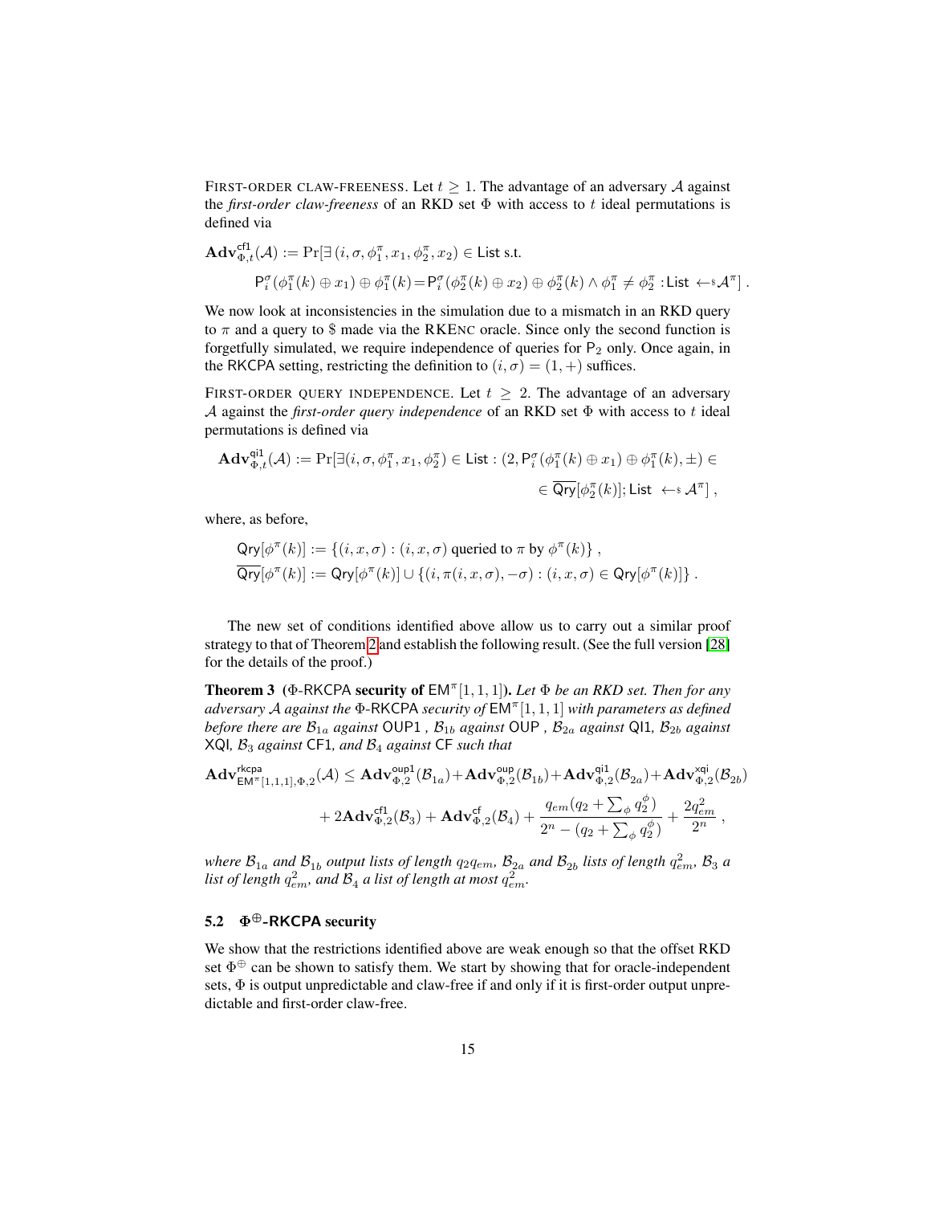FIRST-ORDER CLAW-FREENESS. Let $t \geq 1$. The advantage of an adversary $\mathcal{A}$ against the *first-order claw-freeness* of an RKD set $\Phi$ with access to $t$ ideal permutations is defined via

$$\mathbf{Adv}^{\mathsf{cf1}}_{\Phi,t}(\mathcal{A}) := \Pr[\exists\,(i,\sigma,\phi_1^\pi,x_1,\phi_2^\pi,x_2) \in \mathsf{List} \text{ s.t.}$$
$$\mathsf{P}_i^\sigma(\phi_1^\pi(k) \oplus x_1) \oplus \phi_1^\pi(k) = \mathsf{P}_i^\sigma(\phi_2^\pi(k) \oplus x_2) \oplus \phi_2^\pi(k) \wedge \phi_1^\pi \neq \phi_2^\pi : \mathsf{List} \leftarrow\!\!\$\, \mathcal{A}^\pi] \,.$$

We now look at inconsistencies in the simulation due to a mismatch in an RKD query to $\pi$ and a query to \$ made via the RKENC oracle. Since only the second function is forgetfully simulated, we require independence of queries for $\mathsf{P}_2$ only. Once again, in the RKCPA setting, restricting the definition to $(i,\sigma) = (1,+)$ suffices.

FIRST-ORDER QUERY INDEPENDENCE. Let $t \geq 2$. The advantage of an adversary $\mathcal{A}$ against the *first-order query independence* of an RKD set $\Phi$ with access to $t$ ideal permutations is defined via

$$\mathbf{Adv}^{\mathsf{qi1}}_{\Phi,t}(\mathcal{A}) := \Pr[\exists(i,\sigma,\phi_1^\pi,x_1,\phi_2^\pi) \in \mathsf{List} : (2, \mathsf{P}_i^\sigma(\phi_1^\pi(k) \oplus x_1) \oplus \phi_1^\pi(k), \pm) \in$$
$$\in \overline{\mathsf{Qry}}[\phi_2^\pi(k)]; \mathsf{List} \leftarrow\!\!\$\, \mathcal{A}^\pi] \,,$$

where, as before,

$$\mathsf{Qry}[\phi^\pi(k)] := \{(i,x,\sigma) : (i,x,\sigma) \text{ queried to } \pi \text{ by } \phi^\pi(k)\} \,,$$
$$\overline{\mathsf{Qry}}[\phi^\pi(k)] := \mathsf{Qry}[\phi^\pi(k)] \cup \{(i,\pi(i,x,\sigma),-\sigma) : (i,x,\sigma) \in \mathsf{Qry}[\phi^\pi(k)]\} \,.$$

The new set of conditions identified above allow us to carry out a similar proof strategy to that of Theorem 2 and establish the following result. (See the full version [28] for the details of the proof.)

**Theorem 3** **($\Phi$-RKCPA security of $\mathsf{EM}^\pi[1,1,1]$).** *Let $\Phi$ be an RKD set. Then for any adversary $\mathcal{A}$ against the $\Phi$-RKCPA security of $\mathsf{EM}^\pi[1,1,1]$ with parameters as defined before there are $\mathcal{B}_{1a}$ against* OUP1 *, $\mathcal{B}_{1b}$ against* OUP *, $\mathcal{B}_{2a}$ against* QI1*, $\mathcal{B}_{2b}$ against* XQI*, $\mathcal{B}_3$ against* CF1*, and $\mathcal{B}_4$ against* CF *such that*

$$\mathbf{Adv}^{\mathsf{rkcpa}}_{\mathsf{EM}^\pi[1,1,1],\Phi,2}(\mathcal{A}) \leq \mathbf{Adv}^{\mathsf{oup1}}_{\Phi,2}(\mathcal{B}_{1a}) + \mathbf{Adv}^{\mathsf{oup}}_{\Phi,2}(\mathcal{B}_{1b}) + \mathbf{Adv}^{\mathsf{qi1}}_{\Phi,2}(\mathcal{B}_{2a}) + \mathbf{Adv}^{\mathsf{xqi}}_{\Phi,2}(\mathcal{B}_{2b})$$
$$+ 2\mathbf{Adv}^{\mathsf{cf1}}_{\Phi,2}(\mathcal{B}_3) + \mathbf{Adv}^{\mathsf{cf}}_{\Phi,2}(\mathcal{B}_4) + \frac{q_{em}(q_2 + \sum_\phi q_2^\phi)}{2^n - (q_2 + \sum_\phi q_2^\phi)} + \frac{2q_{em}^2}{2^n} \,,$$

*where $\mathcal{B}_{1a}$ and $\mathcal{B}_{1b}$ output lists of length $q_2 q_{em}$, $\mathcal{B}_{2a}$ and $\mathcal{B}_{2b}$ lists of length $q_{em}^2$, $\mathcal{B}_3$ a list of length $q_{em}^2$, and $\mathcal{B}_4$ a list of length at most $q_{em}^2$.*

### 5.2 $\Phi^\oplus$-RKCPA security

We show that the restrictions identified above are weak enough so that the offset RKD set $\Phi^\oplus$ can be shown to satisfy them. We start by showing that for oracle-independent sets, $\Phi$ is output unpredictable and claw-free if and only if it is first-order output unpredictable and first-order claw-free.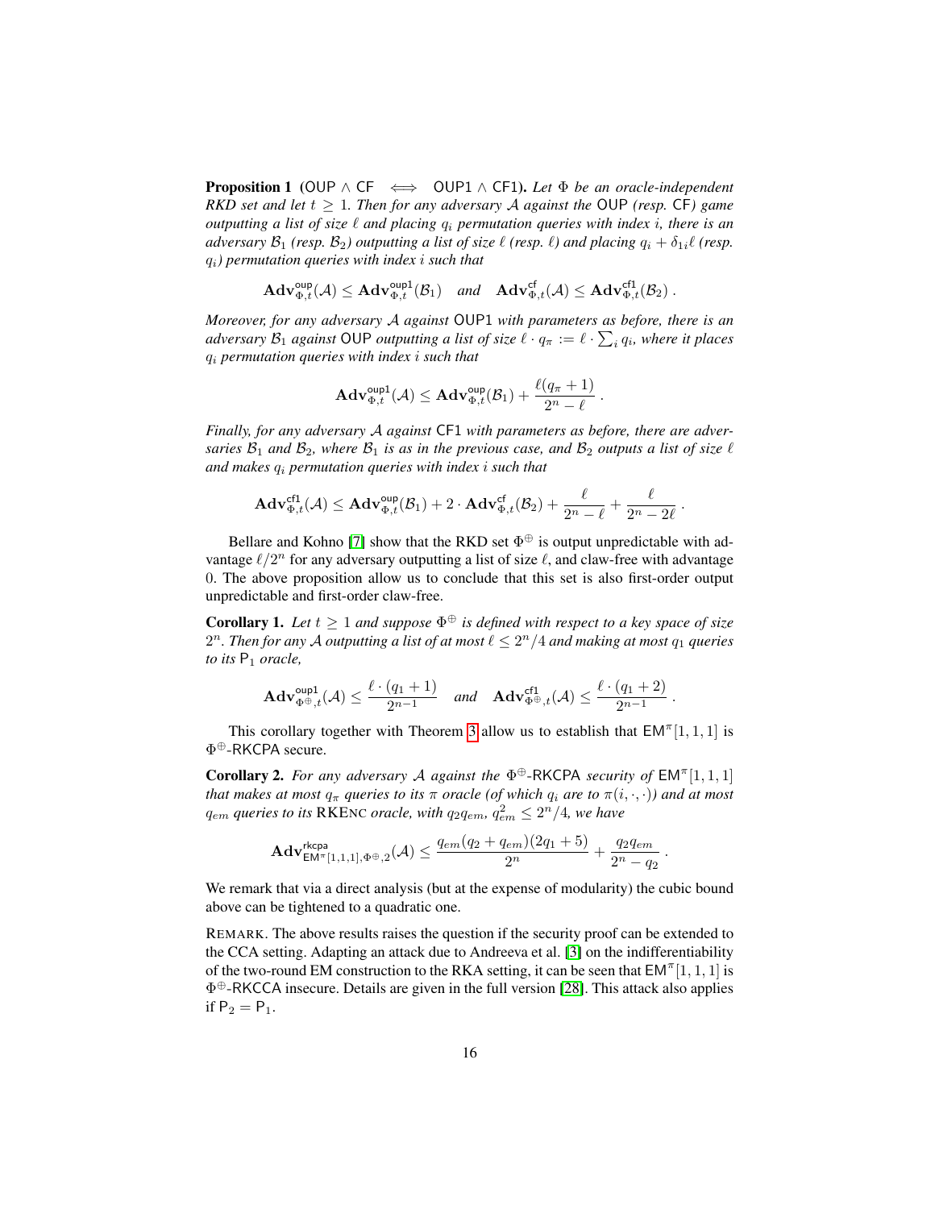**Proposition 1** (OUP $\wedge$ CF $\iff$ OUP1 $\wedge$ CF1)**.** *Let $\Phi$ be an oracle-independent RKD set and let $t \geq 1$. Then for any adversary $\mathcal{A}$ against the* OUP *(resp.* CF*) game outputting a list of size $\ell$ and placing $q_i$ permutation queries with index $i$, there is an adversary $\mathcal{B}_1$ (resp. $\mathcal{B}_2$) outputting a list of size $\ell$ (resp. $\ell$) and placing $q_i + \delta_{1i}\ell$ (resp. $q_i$) permutation queries with index $i$ such that*

$$\mathbf{Adv}^{\mathsf{oup}}_{\Phi,t}(\mathcal{A}) \leq \mathbf{Adv}^{\mathsf{oup1}}_{\Phi,t}(\mathcal{B}_1) \quad \text{and} \quad \mathbf{Adv}^{\mathsf{cf}}_{\Phi,t}(\mathcal{A}) \leq \mathbf{Adv}^{\mathsf{cf1}}_{\Phi,t}(\mathcal{B}_2)\,.$$

*Moreover, for any adversary $\mathcal{A}$ against* OUP1 *with parameters as before, there is an adversary $\mathcal{B}_1$ against* OUP *outputting a list of size $\ell \cdot q_\pi := \ell \cdot \sum_i q_i$, where it places $q_i$ permutation queries with index $i$ such that*

$$\mathbf{Adv}^{\mathsf{oup1}}_{\Phi,t}(\mathcal{A}) \leq \mathbf{Adv}^{\mathsf{oup}}_{\Phi,t}(\mathcal{B}_1) + \frac{\ell(q_\pi + 1)}{2^n - \ell}\,.$$

*Finally, for any adversary $\mathcal{A}$ against* CF1 *with parameters as before, there are adversaries $\mathcal{B}_1$ and $\mathcal{B}_2$, where $\mathcal{B}_1$ is as in the previous case, and $\mathcal{B}_2$ outputs a list of size $\ell$ and makes $q_i$ permutation queries with index $i$ such that*

$$\mathbf{Adv}^{\mathsf{cf1}}_{\Phi,t}(\mathcal{A}) \leq \mathbf{Adv}^{\mathsf{oup}}_{\Phi,t}(\mathcal{B}_1) + 2 \cdot \mathbf{Adv}^{\mathsf{cf}}_{\Phi,t}(\mathcal{B}_2) + \frac{\ell}{2^n - \ell} + \frac{\ell}{2^n - 2\ell}\,.$$

Bellare and Kohno [7] show that the RKD set $\Phi^{\oplus}$ is output unpredictable with advantage $\ell/2^n$ for any adversary outputting a list of size $\ell$, and claw-free with advantage 0. The above proposition allow us to conclude that this set is also first-order output unpredictable and first-order claw-free.

**Corollary 1.** *Let $t \geq 1$ and suppose $\Phi^{\oplus}$ is defined with respect to a key space of size $2^n$. Then for any $\mathcal{A}$ outputting a list of at most $\ell \leq 2^n/4$ and making at most $q_1$ queries to its $\mathsf{P}_1$ oracle,*

$$\mathbf{Adv}^{\mathsf{oup1}}_{\Phi^{\oplus},t}(\mathcal{A}) \leq \frac{\ell \cdot (q_1 + 1)}{2^{n-1}} \quad \text{and} \quad \mathbf{Adv}^{\mathsf{cf1}}_{\Phi^{\oplus},t}(\mathcal{A}) \leq \frac{\ell \cdot (q_1 + 2)}{2^{n-1}}\,.$$

This corollary together with Theorem 3 allow us to establish that $\mathsf{EM}^{\pi}[1,1,1]$ is $\Phi^{\oplus}$-RKCPA secure.

**Corollary 2.** *For any adversary $\mathcal{A}$ against the $\Phi^{\oplus}$-RKCPA security of $\mathsf{EM}^{\pi}[1,1,1]$ that makes at most $q_\pi$ queries to its $\pi$ oracle (of which $q_i$ are to $\pi(i,\cdot,\cdot)$) and at most $q_{em}$ queries to its* RKEnc *oracle, with $q_2 q_{em}$, $q_{em}^2 \leq 2^n/4$, we have*

$$\mathbf{Adv}^{\mathsf{rkcpa}}_{\mathsf{EM}^{\pi}[1,1,1],\Phi^{\oplus},2}(\mathcal{A}) \leq \frac{q_{em}(q_2 + q_{em})(2q_1 + 5)}{2^n} + \frac{q_2 q_{em}}{2^n - q_2}\,.$$

We remark that via a direct analysis (but at the expense of modularity) the cubic bound above can be tightened to a quadratic one.

Remark. The above results raises the question if the security proof can be extended to the CCA setting. Adapting an attack due to Andreeva et al. [3] on the indifferentiability of the two-round EM construction to the RKA setting, it can be seen that $\mathsf{EM}^{\pi}[1,1,1]$ is $\Phi^{\oplus}$-RKCCA insecure. Details are given in the full version [28]. This attack also applies if $\mathsf{P}_2 = \mathsf{P}_1$.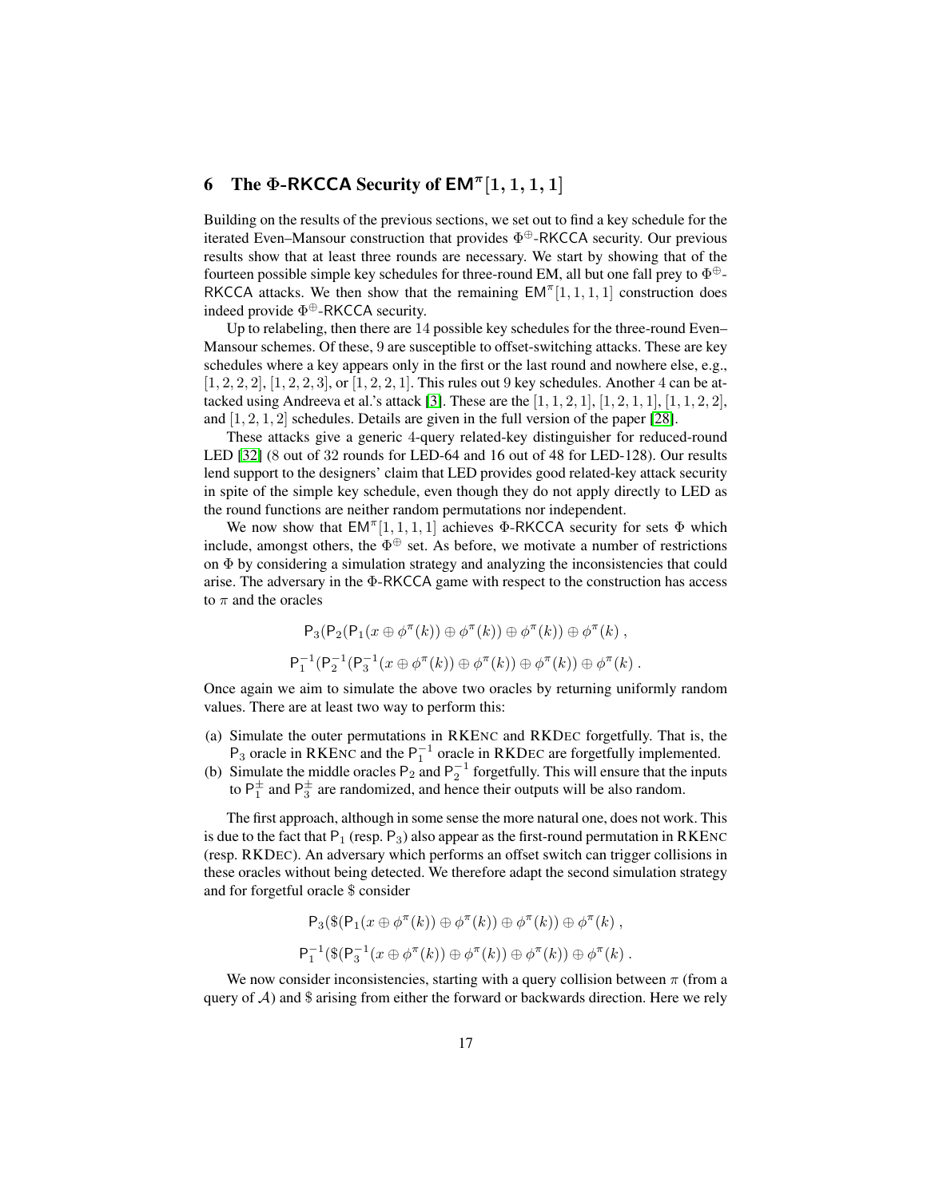## 6 The $\Phi$-RKCCA Security of $\mathsf{EM}^\pi[1,1,1,1]$

Building on the results of the previous sections, we set out to find a key schedule for the iterated Even–Mansour construction that provides $\Phi^{\oplus}$-RKCCA security. Our previous results show that at least three rounds are necessary. We start by showing that of the fourteen possible simple key schedules for three-round EM, all but one fall prey to $\Phi^{\oplus}$-RKCCA attacks. We then show that the remaining $\mathsf{EM}^\pi[1,1,1,1]$ construction does indeed provide $\Phi^{\oplus}$-RKCCA security.

Up to relabeling, then there are 14 possible key schedules for the three-round Even–Mansour schemes. Of these, 9 are susceptible to offset-switching attacks. These are key schedules where a key appears only in the first or the last round and nowhere else, e.g., $[1,2,2,2]$, $[1,2,2,3]$, or $[1,2,2,1]$. This rules out 9 key schedules. Another 4 can be attacked using Andreeva et al.'s attack [3]. These are the $[1,1,2,1]$, $[1,2,1,1]$, $[1,1,2,2]$, and $[1,2,1,2]$ schedules. Details are given in the full version of the paper [28].

These attacks give a generic 4-query related-key distinguisher for reduced-round LED [32] (8 out of 32 rounds for LED-64 and 16 out of 48 for LED-128). Our results lend support to the designers' claim that LED provides good related-key attack security in spite of the simple key schedule, even though they do not apply directly to LED as the round functions are neither random permutations nor independent.

We now show that $\mathsf{EM}^\pi[1,1,1,1]$ achieves $\Phi$-RKCCA security for sets $\Phi$ which include, amongst others, the $\Phi^{\oplus}$ set. As before, we motivate a number of restrictions on $\Phi$ by considering a simulation strategy and analyzing the inconsistencies that could arise. The adversary in the $\Phi$-RKCCA game with respect to the construction has access to $\pi$ and the oracles

$$\mathsf{P}_3(\mathsf{P}_2(\mathsf{P}_1(x \oplus \phi^\pi(k)) \oplus \phi^\pi(k)) \oplus \phi^\pi(k)) \oplus \phi^\pi(k)\ ,$$

$$\mathsf{P}_1^{-1}(\mathsf{P}_2^{-1}(\mathsf{P}_3^{-1}(x \oplus \phi^\pi(k)) \oplus \phi^\pi(k)) \oplus \phi^\pi(k)) \oplus \phi^\pi(k)\ .$$

Once again we aim to simulate the above two oracles by returning uniformly random values. There are at least two way to perform this:

(a) Simulate the outer permutations in RKEnc and RKDec forgetfully. That is, the $\mathsf{P}_3$ oracle in RKEnc and the $\mathsf{P}_1^{-1}$ oracle in RKDec are forgetfully implemented.
(b) Simulate the middle oracles $\mathsf{P}_2$ and $\mathsf{P}_2^{-1}$ forgetfully. This will ensure that the inputs to $\mathsf{P}_1^{\pm}$ and $\mathsf{P}_3^{\pm}$ are randomized, and hence their outputs will be also random.

The first approach, although in some sense the more natural one, does not work. This is due to the fact that $\mathsf{P}_1$ (resp. $\mathsf{P}_3$) also appear as the first-round permutation in RKEnc (resp. RKDec). An adversary which performs an offset switch can trigger collisions in these oracles without being detected. We therefore adapt the second simulation strategy and for forgetful oracle \$ consider

$$\mathsf{P}_3(\$(\mathsf{P}_1(x \oplus \phi^\pi(k)) \oplus \phi^\pi(k)) \oplus \phi^\pi(k)) \oplus \phi^\pi(k)\ ,$$

$$\mathsf{P}_1^{-1}(\$(\mathsf{P}_3^{-1}(x \oplus \phi^\pi(k)) \oplus \phi^\pi(k)) \oplus \phi^\pi(k)) \oplus \phi^\pi(k)\ .$$

We now consider inconsistencies, starting with a query collision between $\pi$ (from a query of $\mathcal{A}$) and \$ arising from either the forward or backwards direction. Here we rely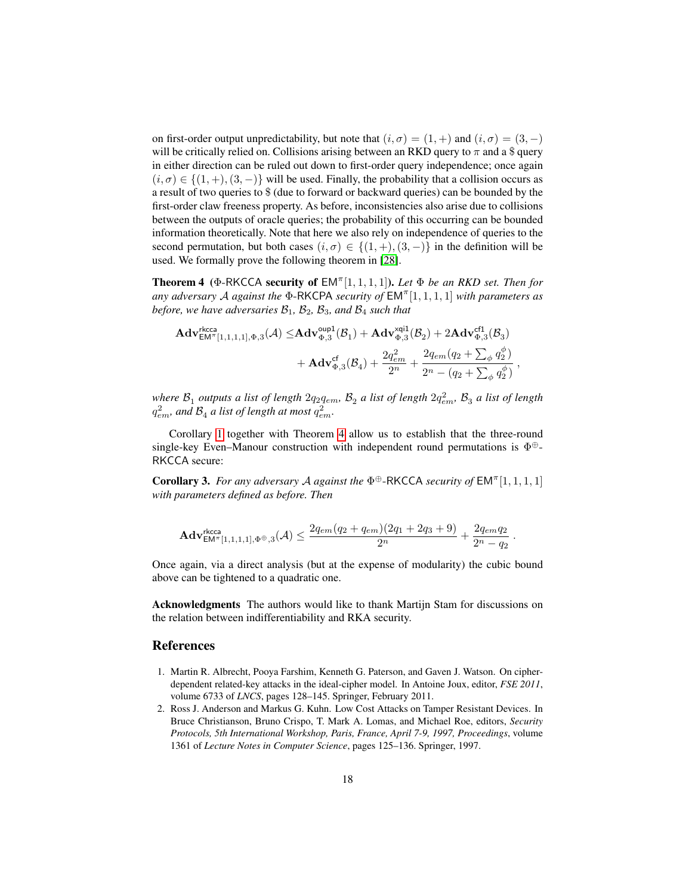on first-order output unpredictability, but note that $(i, \sigma) = (1, +)$ and $(i, \sigma) = (3, -)$ will be critically relied on. Collisions arising between an RKD query to $\pi$ and a \$ query in either direction can be ruled out down to first-order query independence; once again $(i, \sigma) \in \{(1, +), (3, -)\}$ will be used. Finally, the probability that a collision occurs as a result of two queries to \$ (due to forward or backward queries) can be bounded by the first-order claw freeness property. As before, inconsistencies also arise due to collisions between the outputs of oracle queries; the probability of this occurring can be bounded information theoretically. Note that here we also rely on independence of queries to the second permutation, but both cases $(i, \sigma) \in \{(1, +), (3, -)\}$ in the definition will be used. We formally prove the following theorem in [28].

**Theorem 4** **($\Phi$-RKCCA security of $\mathsf{EM}^\pi[1, 1, 1, 1]$).** *Let $\Phi$ be an RKD set. Then for any adversary $\mathcal{A}$ against the $\Phi$-RKCPA security of $\mathsf{EM}^\pi[1, 1, 1, 1]$ with parameters as before, we have adversaries $\mathcal{B}_1$, $\mathcal{B}_2$, $\mathcal{B}_3$, and $\mathcal{B}_4$ such that*

$$\mathbf{Adv}^{\mathsf{rkcca}}_{\mathsf{EM}^\pi[1,1,1,1],\Phi,3}(\mathcal{A}) \leq \mathbf{Adv}^{\mathsf{oup1}}_{\Phi,3}(\mathcal{B}_1) + \mathbf{Adv}^{\mathsf{xqi1}}_{\Phi,3}(\mathcal{B}_2) + 2\mathbf{Adv}^{\mathsf{cf1}}_{\Phi,3}(\mathcal{B}_3) + \mathbf{Adv}^{\mathsf{cf}}_{\Phi,3}(\mathcal{B}_4) + \frac{2q_{em}^2}{2^n} + \frac{2q_{em}(q_2 + \sum_\phi q_2^\phi)}{2^n - (q_2 + \sum_\phi q_2^\phi)} \,,$$

*where $\mathcal{B}_1$ outputs a list of length $2q_2q_{em}$, $\mathcal{B}_2$ a list of length $2q_{em}^2$, $\mathcal{B}_3$ a list of length $q_{em}^2$, and $\mathcal{B}_4$ a list of length at most $q_{em}^2$.*

Corollary 1 together with Theorem 4 allow us to establish that the three-round single-key Even–Manour construction with independent round permutations is $\Phi^\oplus$-RKCCA secure:

**Corollary 3.** *For any adversary $\mathcal{A}$ against the $\Phi^\oplus$-RKCCA security of $\mathsf{EM}^\pi[1, 1, 1, 1]$ with parameters defined as before. Then*

$$\mathbf{Adv}^{\mathsf{rkcca}}_{\mathsf{EM}^\pi[1,1,1,1],\Phi^\oplus,3}(\mathcal{A}) \leq \frac{2q_{em}(q_2 + q_{em})(2q_1 + 2q_3 + 9)}{2^n} + \frac{2q_{em}q_2}{2^n - q_2} \,.$$

Once again, via a direct analysis (but at the expense of modularity) the cubic bound above can be tightened to a quadratic one.

**Acknowledgments** The authors would like to thank Martijn Stam for discussions on the relation between indifferentiability and RKA security.

## References

1. Martin R. Albrecht, Pooya Farshim, Kenneth G. Paterson, and Gaven J. Watson. On cipher-dependent related-key attacks in the ideal-cipher model. In Antoine Joux, editor, *FSE 2011*, volume 6733 of *LNCS*, pages 128–145. Springer, February 2011.
2. Ross J. Anderson and Markus G. Kuhn. Low Cost Attacks on Tamper Resistant Devices. In Bruce Christianson, Bruno Crispo, T. Mark A. Lomas, and Michael Roe, editors, *Security Protocols, 5th International Workshop, Paris, France, April 7-9, 1997, Proceedings*, volume 1361 of *Lecture Notes in Computer Science*, pages 125–136. Springer, 1997.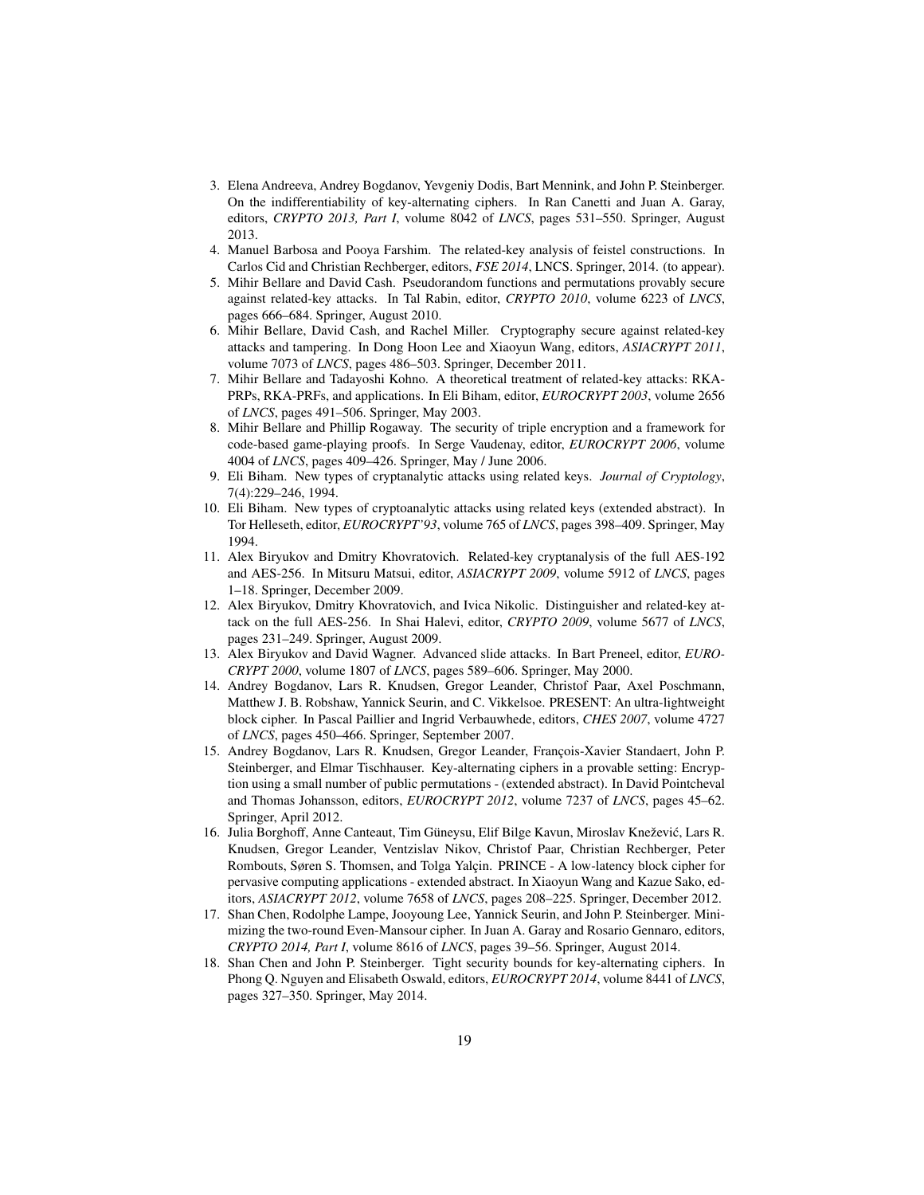3. Elena Andreeva, Andrey Bogdanov, Yevgeniy Dodis, Bart Mennink, and John P. Steinberger. On the indifferentiability of key-alternating ciphers. In Ran Canetti and Juan A. Garay, editors, *CRYPTO 2013, Part I*, volume 8042 of *LNCS*, pages 531–550. Springer, August 2013.
4. Manuel Barbosa and Pooya Farshim. The related-key analysis of feistel constructions. In Carlos Cid and Christian Rechberger, editors, *FSE 2014*, LNCS. Springer, 2014. (to appear).
5. Mihir Bellare and David Cash. Pseudorandom functions and permutations provably secure against related-key attacks. In Tal Rabin, editor, *CRYPTO 2010*, volume 6223 of *LNCS*, pages 666–684. Springer, August 2010.
6. Mihir Bellare, David Cash, and Rachel Miller. Cryptography secure against related-key attacks and tampering. In Dong Hoon Lee and Xiaoyun Wang, editors, *ASIACRYPT 2011*, volume 7073 of *LNCS*, pages 486–503. Springer, December 2011.
7. Mihir Bellare and Tadayoshi Kohno. A theoretical treatment of related-key attacks: RKA-PRPs, RKA-PRFs, and applications. In Eli Biham, editor, *EUROCRYPT 2003*, volume 2656 of *LNCS*, pages 491–506. Springer, May 2003.
8. Mihir Bellare and Phillip Rogaway. The security of triple encryption and a framework for code-based game-playing proofs. In Serge Vaudenay, editor, *EUROCRYPT 2006*, volume 4004 of *LNCS*, pages 409–426. Springer, May / June 2006.
9. Eli Biham. New types of cryptanalytic attacks using related keys. *Journal of Cryptology*, 7(4):229–246, 1994.
10. Eli Biham. New types of cryptoanalytic attacks using related keys (extended abstract). In Tor Helleseth, editor, *EUROCRYPT'93*, volume 765 of *LNCS*, pages 398–409. Springer, May 1994.
11. Alex Biryukov and Dmitry Khovratovich. Related-key cryptanalysis of the full AES-192 and AES-256. In Mitsuru Matsui, editor, *ASIACRYPT 2009*, volume 5912 of *LNCS*, pages 1–18. Springer, December 2009.
12. Alex Biryukov, Dmitry Khovratovich, and Ivica Nikolic. Distinguisher and related-key attack on the full AES-256. In Shai Halevi, editor, *CRYPTO 2009*, volume 5677 of *LNCS*, pages 231–249. Springer, August 2009.
13. Alex Biryukov and David Wagner. Advanced slide attacks. In Bart Preneel, editor, *EUROCRYPT 2000*, volume 1807 of *LNCS*, pages 589–606. Springer, May 2000.
14. Andrey Bogdanov, Lars R. Knudsen, Gregor Leander, Christof Paar, Axel Poschmann, Matthew J. B. Robshaw, Yannick Seurin, and C. Vikkelsoe. PRESENT: An ultra-lightweight block cipher. In Pascal Paillier and Ingrid Verbauwhede, editors, *CHES 2007*, volume 4727 of *LNCS*, pages 450–466. Springer, September 2007.
15. Andrey Bogdanov, Lars R. Knudsen, Gregor Leander, François-Xavier Standaert, John P. Steinberger, and Elmar Tischhauser. Key-alternating ciphers in a provable setting: Encryption using a small number of public permutations - (extended abstract). In David Pointcheval and Thomas Johansson, editors, *EUROCRYPT 2012*, volume 7237 of *LNCS*, pages 45–62. Springer, April 2012.
16. Julia Borghoff, Anne Canteaut, Tim Güneysu, Elif Bilge Kavun, Miroslav Knežević, Lars R. Knudsen, Gregor Leander, Ventzislav Nikov, Christof Paar, Christian Rechberger, Peter Rombouts, Søren S. Thomsen, and Tolga Yalçin. PRINCE - A low-latency block cipher for pervasive computing applications - extended abstract. In Xiaoyun Wang and Kazue Sako, editors, *ASIACRYPT 2012*, volume 7658 of *LNCS*, pages 208–225. Springer, December 2012.
17. Shan Chen, Rodolphe Lampe, Jooyoung Lee, Yannick Seurin, and John P. Steinberger. Minimizing the two-round Even-Mansour cipher. In Juan A. Garay and Rosario Gennaro, editors, *CRYPTO 2014, Part I*, volume 8616 of *LNCS*, pages 39–56. Springer, August 2014.
18. Shan Chen and John P. Steinberger. Tight security bounds for key-alternating ciphers. In Phong Q. Nguyen and Elisabeth Oswald, editors, *EUROCRYPT 2014*, volume 8441 of *LNCS*, pages 327–350. Springer, May 2014.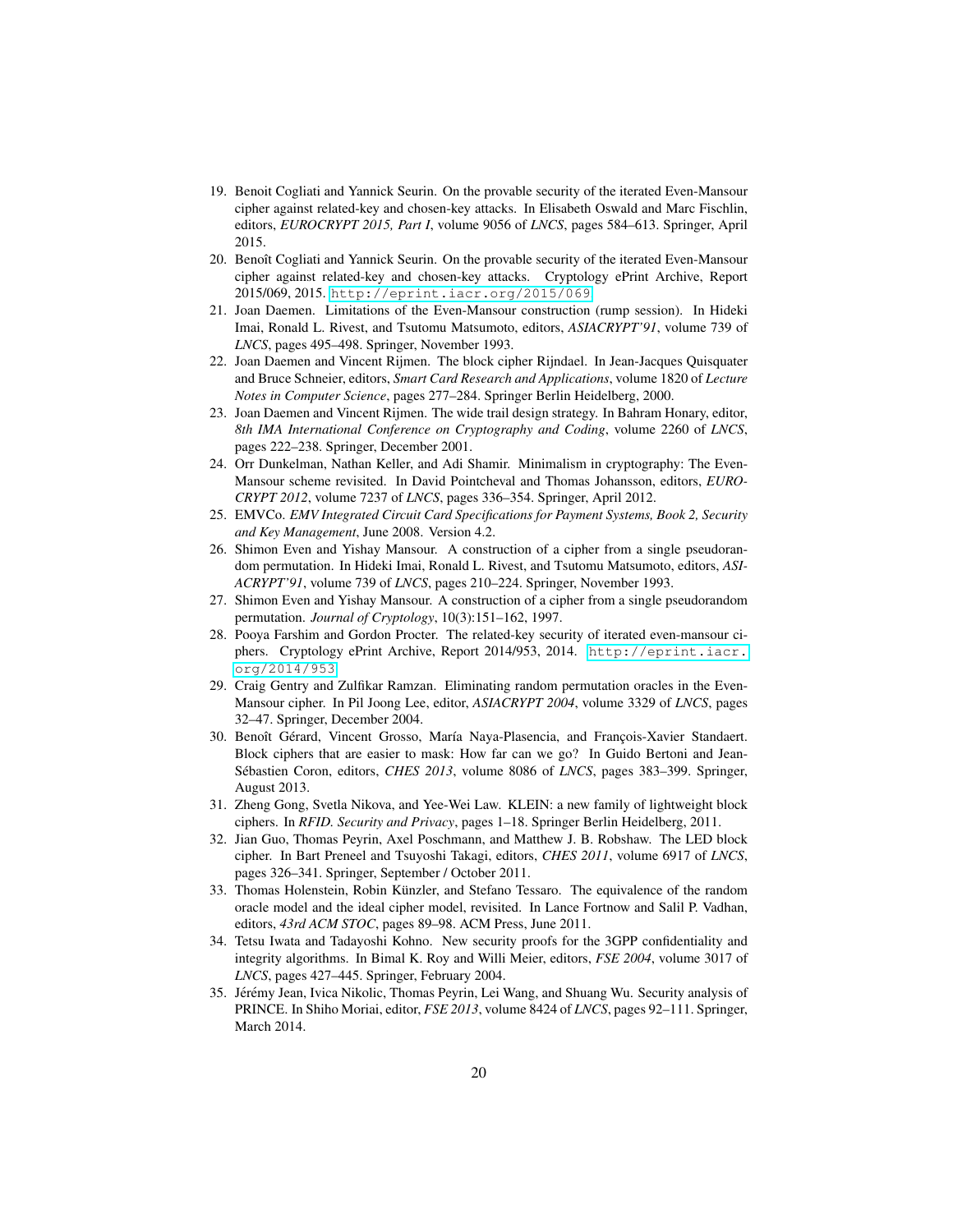19. Benoit Cogliati and Yannick Seurin. On the provable security of the iterated Even-Mansour cipher against related-key and chosen-key attacks. In Elisabeth Oswald and Marc Fischlin, editors, *EUROCRYPT 2015, Part I*, volume 9056 of *LNCS*, pages 584–613. Springer, April 2015.
20. Benoît Cogliati and Yannick Seurin. On the provable security of the iterated Even-Mansour cipher against related-key and chosen-key attacks. Cryptology ePrint Archive, Report 2015/069, 2015. http://eprint.iacr.org/2015/069
21. Joan Daemen. Limitations of the Even-Mansour construction (rump session). In Hideki Imai, Ronald L. Rivest, and Tsutomu Matsumoto, editors, *ASIACRYPT'91*, volume 739 of *LNCS*, pages 495–498. Springer, November 1993.
22. Joan Daemen and Vincent Rijmen. The block cipher Rijndael. In Jean-Jacques Quisquater and Bruce Schneier, editors, *Smart Card Research and Applications*, volume 1820 of *Lecture Notes in Computer Science*, pages 277–284. Springer Berlin Heidelberg, 2000.
23. Joan Daemen and Vincent Rijmen. The wide trail design strategy. In Bahram Honary, editor, *8th IMA International Conference on Cryptography and Coding*, volume 2260 of *LNCS*, pages 222–238. Springer, December 2001.
24. Orr Dunkelman, Nathan Keller, and Adi Shamir. Minimalism in cryptography: The Even-Mansour scheme revisited. In David Pointcheval and Thomas Johansson, editors, *EUROCRYPT 2012*, volume 7237 of *LNCS*, pages 336–354. Springer, April 2012.
25. EMVCo. *EMV Integrated Circuit Card Specifications for Payment Systems, Book 2, Security and Key Management*, June 2008. Version 4.2.
26. Shimon Even and Yishay Mansour. A construction of a cipher from a single pseudorandom permutation. In Hideki Imai, Ronald L. Rivest, and Tsutomu Matsumoto, editors, *ASIACRYPT'91*, volume 739 of *LNCS*, pages 210–224. Springer, November 1993.
27. Shimon Even and Yishay Mansour. A construction of a cipher from a single pseudorandom permutation. *Journal of Cryptology*, 10(3):151–162, 1997.
28. Pooya Farshim and Gordon Procter. The related-key security of iterated even-mansour ciphers. Cryptology ePrint Archive, Report 2014/953, 2014. http://eprint.iacr.org/2014/953
29. Craig Gentry and Zulfikar Ramzan. Eliminating random permutation oracles in the Even-Mansour cipher. In Pil Joong Lee, editor, *ASIACRYPT 2004*, volume 3329 of *LNCS*, pages 32–47. Springer, December 2004.
30. Benoît Gérard, Vincent Grosso, María Naya-Plasencia, and François-Xavier Standaert. Block ciphers that are easier to mask: How far can we go? In Guido Bertoni and Jean-Sébastien Coron, editors, *CHES 2013*, volume 8086 of *LNCS*, pages 383–399. Springer, August 2013.
31. Zheng Gong, Svetla Nikova, and Yee-Wei Law. KLEIN: a new family of lightweight block ciphers. In *RFID. Security and Privacy*, pages 1–18. Springer Berlin Heidelberg, 2011.
32. Jian Guo, Thomas Peyrin, Axel Poschmann, and Matthew J. B. Robshaw. The LED block cipher. In Bart Preneel and Tsuyoshi Takagi, editors, *CHES 2011*, volume 6917 of *LNCS*, pages 326–341. Springer, September / October 2011.
33. Thomas Holenstein, Robin Künzler, and Stefano Tessaro. The equivalence of the random oracle model and the ideal cipher model, revisited. In Lance Fortnow and Salil P. Vadhan, editors, *43rd ACM STOC*, pages 89–98. ACM Press, June 2011.
34. Tetsu Iwata and Tadayoshi Kohno. New security proofs for the 3GPP confidentiality and integrity algorithms. In Bimal K. Roy and Willi Meier, editors, *FSE 2004*, volume 3017 of *LNCS*, pages 427–445. Springer, February 2004.
35. Jérémy Jean, Ivica Nikolic, Thomas Peyrin, Lei Wang, and Shuang Wu. Security analysis of PRINCE. In Shiho Moriai, editor, *FSE 2013*, volume 8424 of *LNCS*, pages 92–111. Springer, March 2014.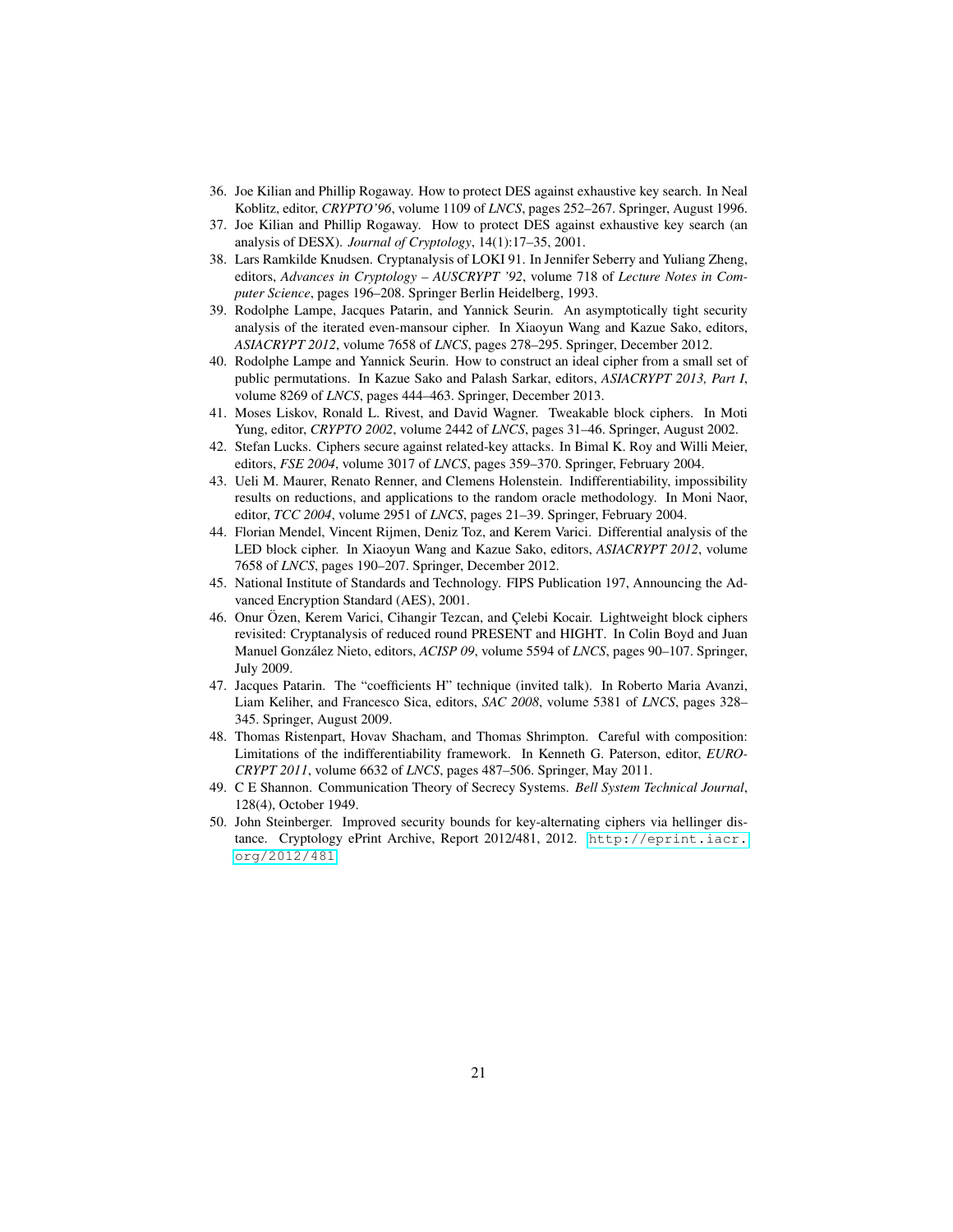36. Joe Kilian and Phillip Rogaway. How to protect DES against exhaustive key search. In Neal Koblitz, editor, *CRYPTO'96*, volume 1109 of *LNCS*, pages 252–267. Springer, August 1996.
37. Joe Kilian and Phillip Rogaway. How to protect DES against exhaustive key search (an analysis of DESX). *Journal of Cryptology*, 14(1):17–35, 2001.
38. Lars Ramkilde Knudsen. Cryptanalysis of LOKI 91. In Jennifer Seberry and Yuliang Zheng, editors, *Advances in Cryptology – AUSCRYPT '92*, volume 718 of *Lecture Notes in Computer Science*, pages 196–208. Springer Berlin Heidelberg, 1993.
39. Rodolphe Lampe, Jacques Patarin, and Yannick Seurin. An asymptotically tight security analysis of the iterated even-mansour cipher. In Xiaoyun Wang and Kazue Sako, editors, *ASIACRYPT 2012*, volume 7658 of *LNCS*, pages 278–295. Springer, December 2012.
40. Rodolphe Lampe and Yannick Seurin. How to construct an ideal cipher from a small set of public permutations. In Kazue Sako and Palash Sarkar, editors, *ASIACRYPT 2013, Part I*, volume 8269 of *LNCS*, pages 444–463. Springer, December 2013.
41. Moses Liskov, Ronald L. Rivest, and David Wagner. Tweakable block ciphers. In Moti Yung, editor, *CRYPTO 2002*, volume 2442 of *LNCS*, pages 31–46. Springer, August 2002.
42. Stefan Lucks. Ciphers secure against related-key attacks. In Bimal K. Roy and Willi Meier, editors, *FSE 2004*, volume 3017 of *LNCS*, pages 359–370. Springer, February 2004.
43. Ueli M. Maurer, Renato Renner, and Clemens Holenstein. Indifferentiability, impossibility results on reductions, and applications to the random oracle methodology. In Moni Naor, editor, *TCC 2004*, volume 2951 of *LNCS*, pages 21–39. Springer, February 2004.
44. Florian Mendel, Vincent Rijmen, Deniz Toz, and Kerem Varici. Differential analysis of the LED block cipher. In Xiaoyun Wang and Kazue Sako, editors, *ASIACRYPT 2012*, volume 7658 of *LNCS*, pages 190–207. Springer, December 2012.
45. National Institute of Standards and Technology. FIPS Publication 197, Announcing the Advanced Encryption Standard (AES), 2001.
46. Onur Özen, Kerem Varici, Cihangir Tezcan, and Çelebi Kocair. Lightweight block ciphers revisited: Cryptanalysis of reduced round PRESENT and HIGHT. In Colin Boyd and Juan Manuel González Nieto, editors, *ACISP 09*, volume 5594 of *LNCS*, pages 90–107. Springer, July 2009.
47. Jacques Patarin. The "coefficients H" technique (invited talk). In Roberto Maria Avanzi, Liam Keliher, and Francesco Sica, editors, *SAC 2008*, volume 5381 of *LNCS*, pages 328–345. Springer, August 2009.
48. Thomas Ristenpart, Hovav Shacham, and Thomas Shrimpton. Careful with composition: Limitations of the indifferentiability framework. In Kenneth G. Paterson, editor, *EUROCRYPT 2011*, volume 6632 of *LNCS*, pages 487–506. Springer, May 2011.
49. C E Shannon. Communication Theory of Secrecy Systems. *Bell System Technical Journal*, 128(4), October 1949.
50. John Steinberger. Improved security bounds for key-alternating ciphers via hellinger distance. Cryptology ePrint Archive, Report 2012/481, 2012. http://eprint.iacr.org/2012/481